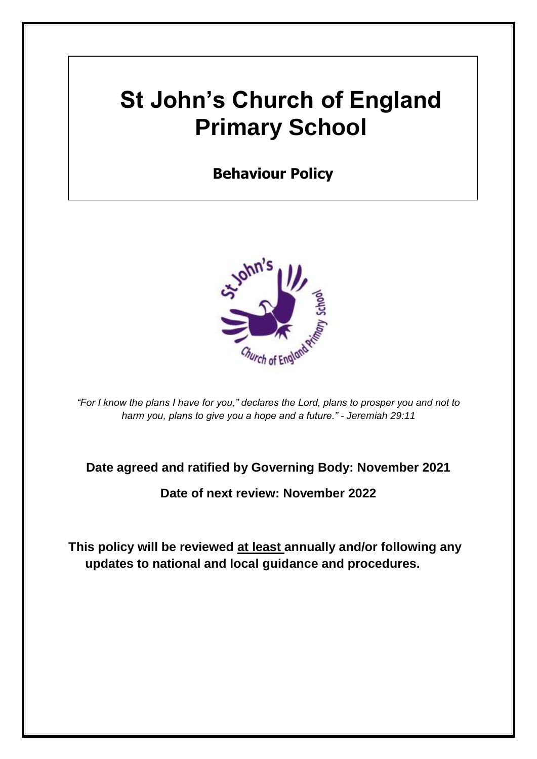# St John's Church of England Primary School

## Behaviour Policy

*"For I know the plans I have for you," declares the Lord, plans to prosper you and not to harm you, plans to give you a hope and a future." - Jeremiah 29:11*

**Date agreed and ratified by Governing Body: November 2021**

**Date of next review: November 2022**

**This policy will be reviewed <u>at least</u> annually and/or following any updates to national and local guidance and procedures.**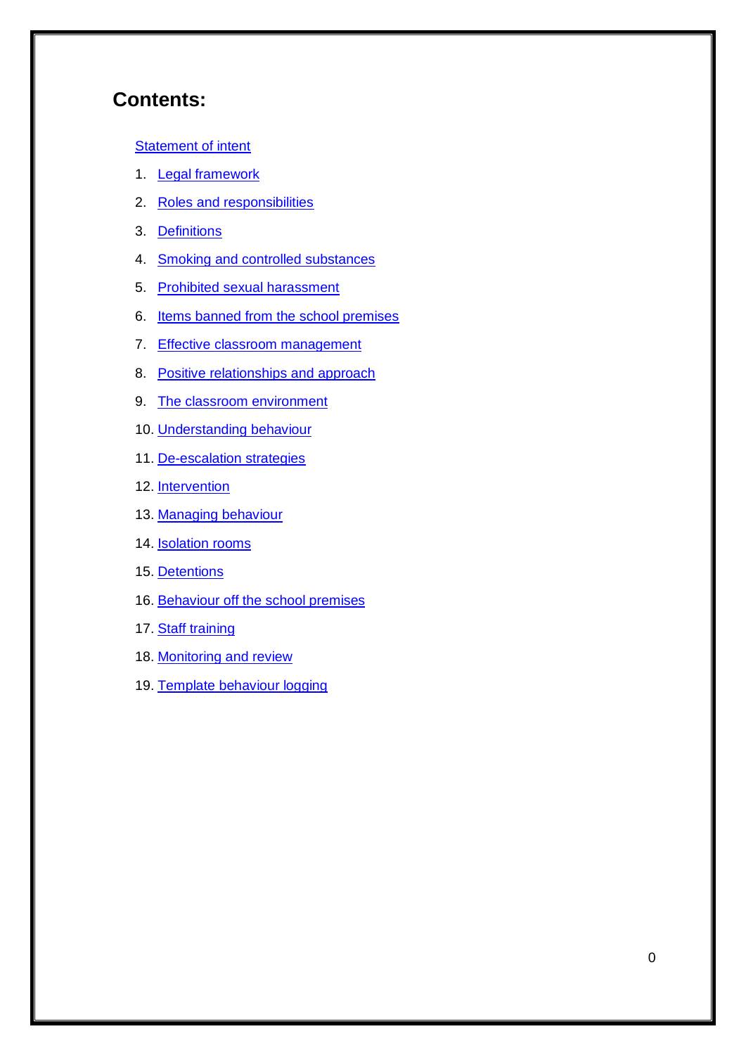## Contents:

Statement of intent

1. Legal framework
2. Roles and responsibilities
3. Definitions
4. Smoking and controlled substances
5. Prohibited sexual harassment
6. Items banned from the school premises
7. Effective classroom management
8. Positive relationships and approach
9. The classroom environment
10. Understanding behaviour
11. De-escalation strategies
12. Intervention
13. Managing behaviour
14. Isolation rooms
15. Detentions
16. Behaviour off the school premises
17. Staff training
18. Monitoring and review
19. Template behaviour logging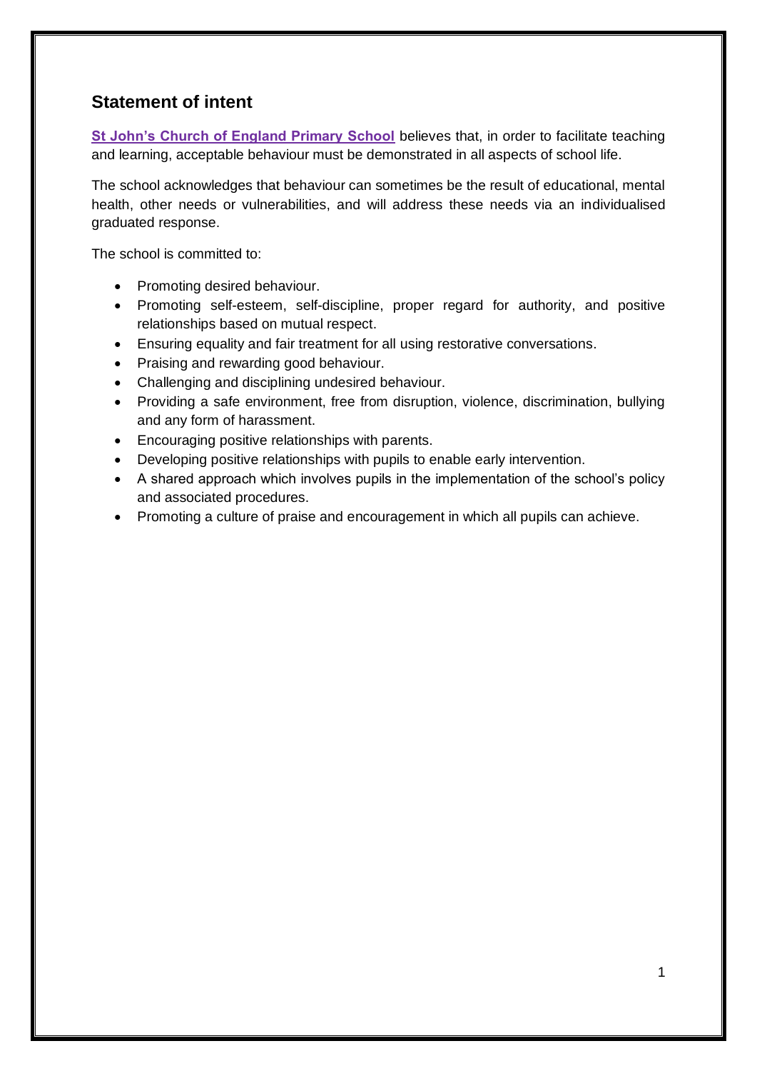## Statement of intent

**St John's Church of England Primary School** believes that, in order to facilitate teaching and learning, acceptable behaviour must be demonstrated in all aspects of school life.

The school acknowledges that behaviour can sometimes be the result of educational, mental health, other needs or vulnerabilities, and will address these needs via an individualised graduated response.

The school is committed to:

- Promoting desired behaviour.
- Promoting self-esteem, self-discipline, proper regard for authority, and positive relationships based on mutual respect.
- Ensuring equality and fair treatment for all using restorative conversations.
- Praising and rewarding good behaviour.
- Challenging and disciplining undesired behaviour.
- Providing a safe environment, free from disruption, violence, discrimination, bullying and any form of harassment.
- Encouraging positive relationships with parents.
- Developing positive relationships with pupils to enable early intervention.
- A shared approach which involves pupils in the implementation of the school's policy and associated procedures.
- Promoting a culture of praise and encouragement in which all pupils can achieve.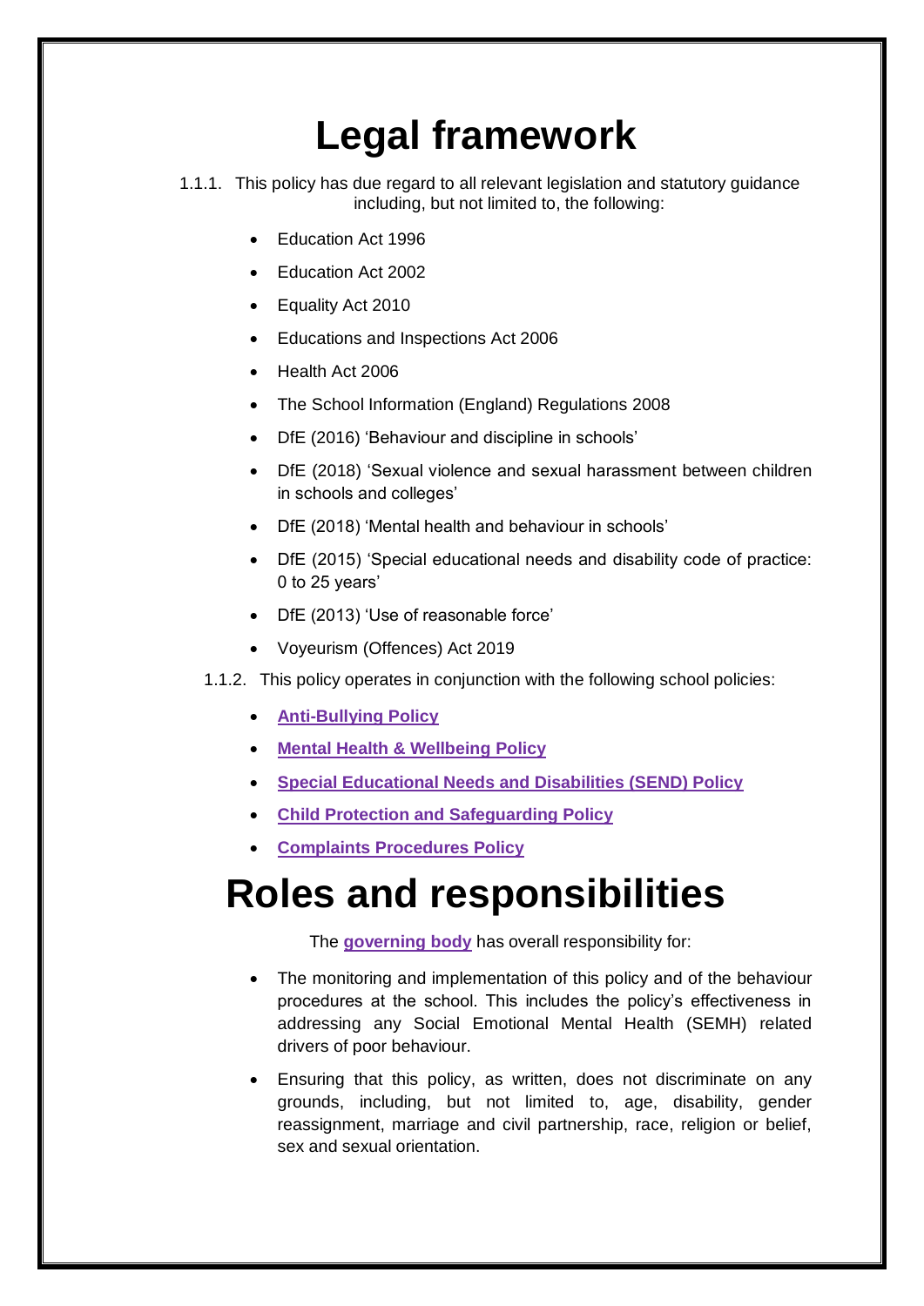# Legal framework

1.1.1. This policy has due regard to all relevant legislation and statutory guidance including, but not limited to, the following:

- Education Act 1996
- Education Act 2002
- Equality Act 2010
- Educations and Inspections Act 2006
- Health Act 2006
- The School Information (England) Regulations 2008
- DfE (2016) 'Behaviour and discipline in schools'
- DfE (2018) 'Sexual violence and sexual harassment between children in schools and colleges'
- DfE (2018) 'Mental health and behaviour in schools'
- DfE (2015) 'Special educational needs and disability code of practice: 0 to 25 years'
- DfE (2013) 'Use of reasonable force'
- Voyeurism (Offences) Act 2019

1.1.2. This policy operates in conjunction with the following school policies:

- **Anti-Bullying Policy**
- **Mental Health & Wellbeing Policy**
- **Special Educational Needs and Disabilities (SEND) Policy**
- **Child Protection and Safeguarding Policy**
- **Complaints Procedures Policy**

# Roles and responsibilities

The **governing body** has overall responsibility for:

- The monitoring and implementation of this policy and of the behaviour procedures at the school. This includes the policy's effectiveness in addressing any Social Emotional Mental Health (SEMH) related drivers of poor behaviour.
- Ensuring that this policy, as written, does not discriminate on any grounds, including, but not limited to, age, disability, gender reassignment, marriage and civil partnership, race, religion or belief, sex and sexual orientation.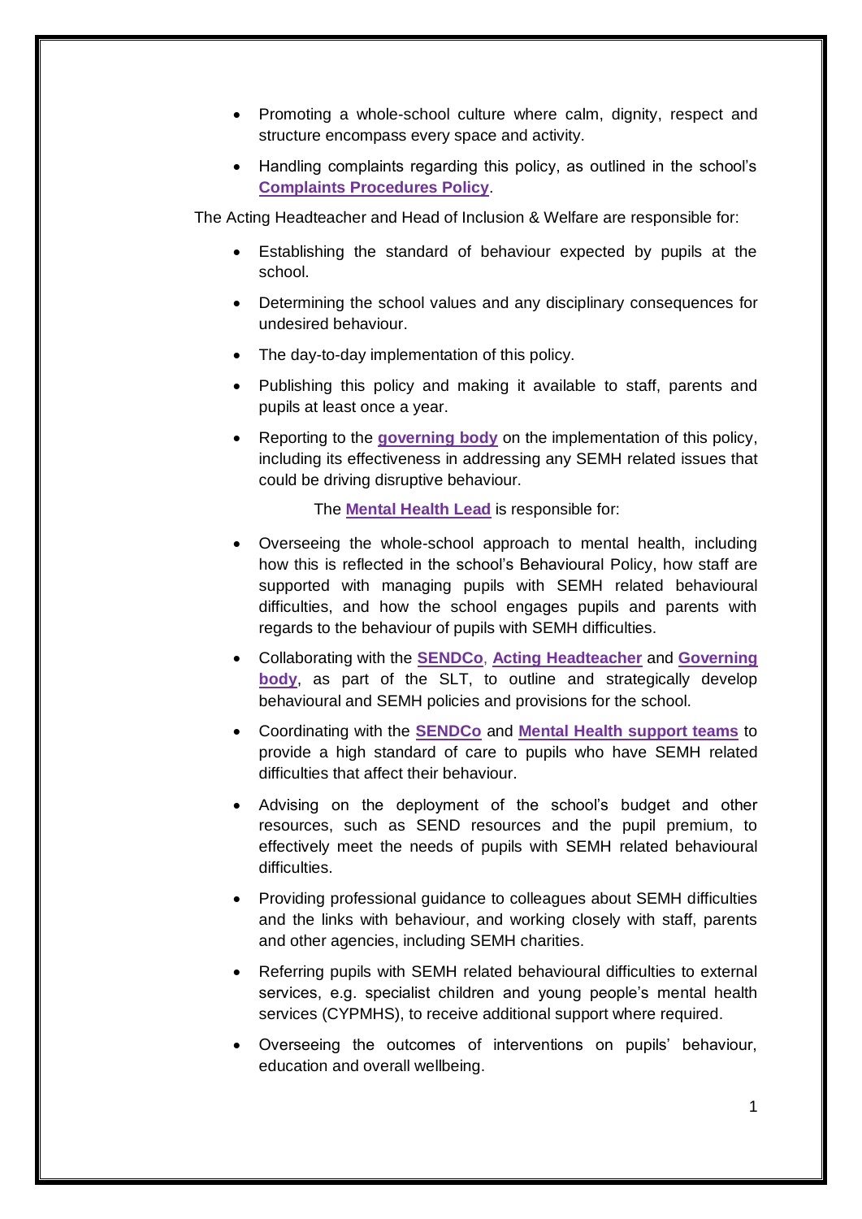- Promoting a whole-school culture where calm, dignity, respect and structure encompass every space and activity.
- Handling complaints regarding this policy, as outlined in the school's **Complaints Procedures Policy**.

The Acting Headteacher and Head of Inclusion & Welfare are responsible for:

- Establishing the standard of behaviour expected by pupils at the school.
- Determining the school values and any disciplinary consequences for undesired behaviour.
- The day-to-day implementation of this policy.
- Publishing this policy and making it available to staff, parents and pupils at least once a year.
- Reporting to the **governing body** on the implementation of this policy, including its effectiveness in addressing any SEMH related issues that could be driving disruptive behaviour.

The **Mental Health Lead** is responsible for:

- Overseeing the whole-school approach to mental health, including how this is reflected in the school's Behavioural Policy, how staff are supported with managing pupils with SEMH related behavioural difficulties, and how the school engages pupils and parents with regards to the behaviour of pupils with SEMH difficulties.
- Collaborating with the **SENDCo**, **Acting Headteacher** and **Governing body**, as part of the SLT, to outline and strategically develop behavioural and SEMH policies and provisions for the school.
- Coordinating with the **SENDCo** and **Mental Health support teams** to provide a high standard of care to pupils who have SEMH related difficulties that affect their behaviour.
- Advising on the deployment of the school's budget and other resources, such as SEND resources and the pupil premium, to effectively meet the needs of pupils with SEMH related behavioural difficulties.
- Providing professional guidance to colleagues about SEMH difficulties and the links with behaviour, and working closely with staff, parents and other agencies, including SEMH charities.
- Referring pupils with SEMH related behavioural difficulties to external services, e.g. specialist children and young people's mental health services (CYPMHS), to receive additional support where required.
- Overseeing the outcomes of interventions on pupils' behaviour, education and overall wellbeing.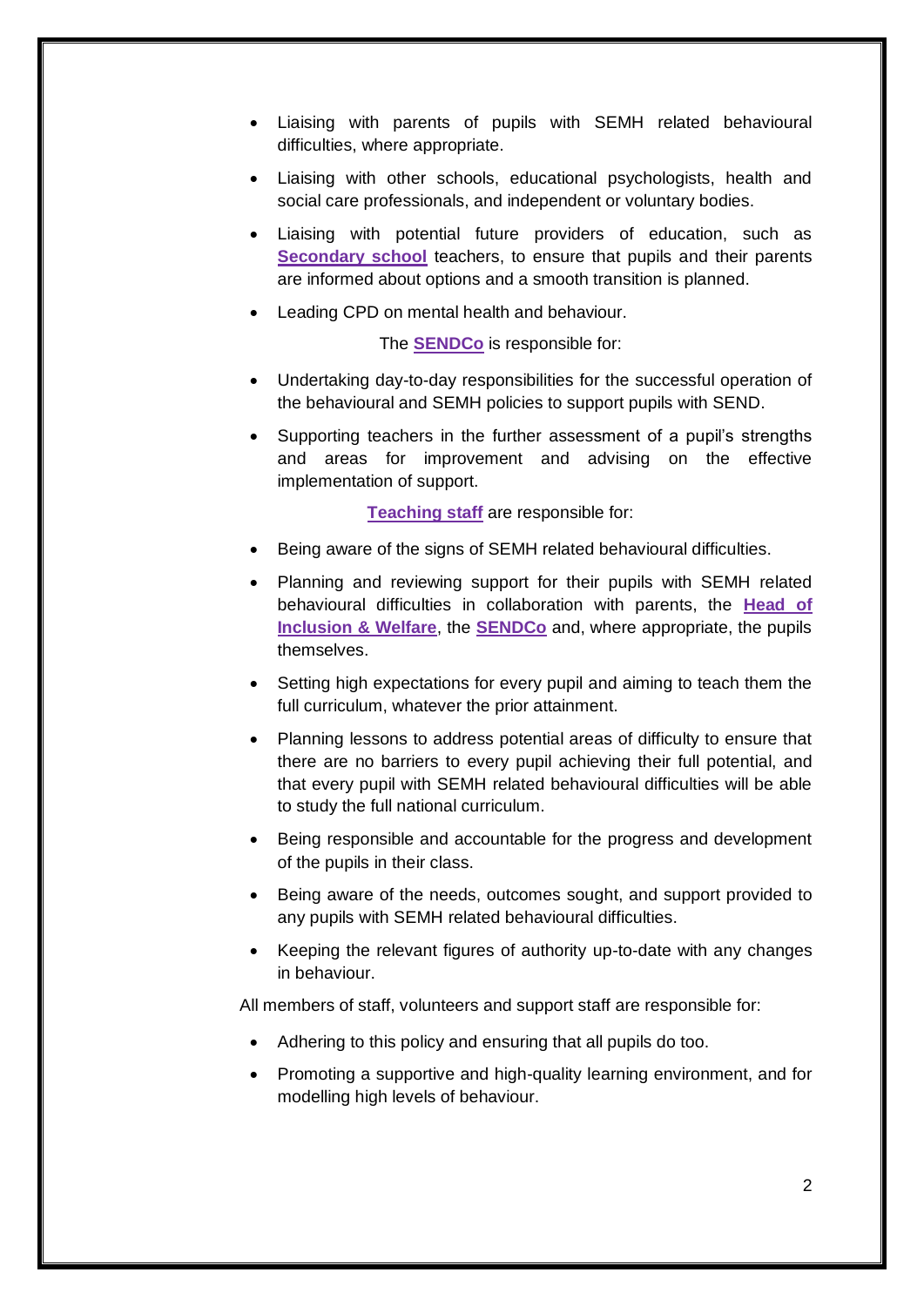- Liaising with parents of pupils with SEMH related behavioural difficulties, where appropriate.
- Liaising with other schools, educational psychologists, health and social care professionals, and independent or voluntary bodies.
- Liaising with potential future providers of education, such as **Secondary school** teachers, to ensure that pupils and their parents are informed about options and a smooth transition is planned.
- Leading CPD on mental health and behaviour.

The **SENDCo** is responsible for:

- Undertaking day-to-day responsibilities for the successful operation of the behavioural and SEMH policies to support pupils with SEND.
- Supporting teachers in the further assessment of a pupil's strengths and areas for improvement and advising on the effective implementation of support.

**Teaching staff** are responsible for:

- Being aware of the signs of SEMH related behavioural difficulties.
- Planning and reviewing support for their pupils with SEMH related behavioural difficulties in collaboration with parents, the **Head of Inclusion & Welfare**, the **SENDCo** and, where appropriate, the pupils themselves.
- Setting high expectations for every pupil and aiming to teach them the full curriculum, whatever the prior attainment.
- Planning lessons to address potential areas of difficulty to ensure that there are no barriers to every pupil achieving their full potential, and that every pupil with SEMH related behavioural difficulties will be able to study the full national curriculum.
- Being responsible and accountable for the progress and development of the pupils in their class.
- Being aware of the needs, outcomes sought, and support provided to any pupils with SEMH related behavioural difficulties.
- Keeping the relevant figures of authority up-to-date with any changes in behaviour.

All members of staff, volunteers and support staff are responsible for:

- Adhering to this policy and ensuring that all pupils do too.
- Promoting a supportive and high-quality learning environment, and for modelling high levels of behaviour.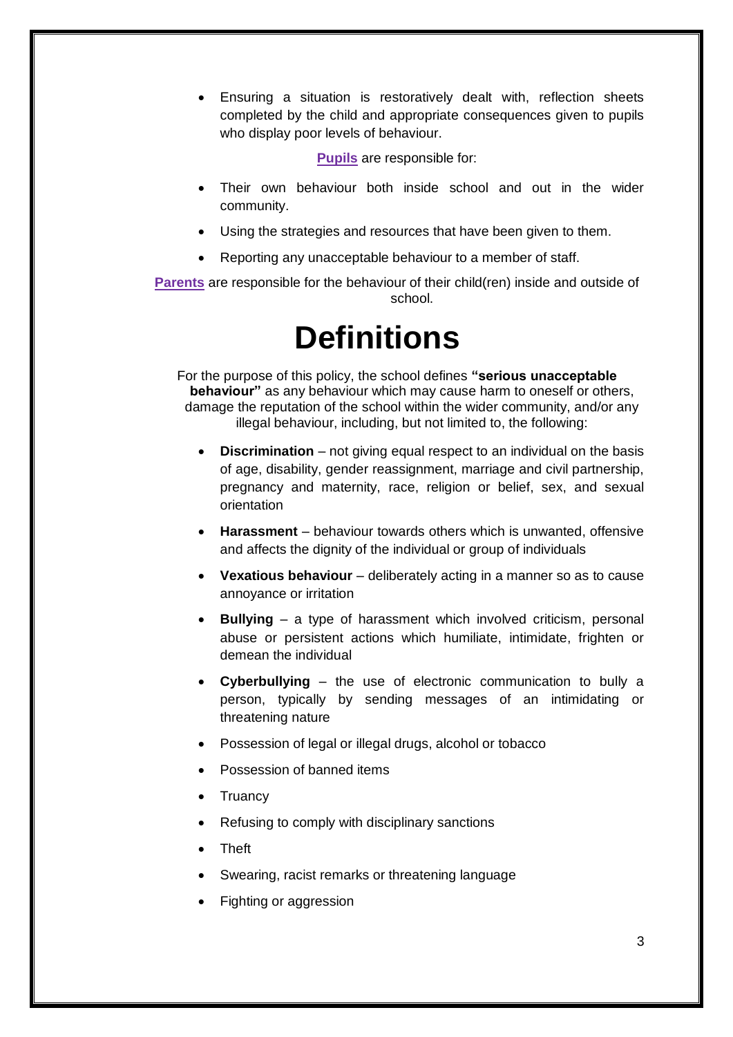- Ensuring a situation is restoratively dealt with, reflection sheets completed by the child and appropriate consequences given to pupils who display poor levels of behaviour.

**Pupils** are responsible for:

- Their own behaviour both inside school and out in the wider community.
- Using the strategies and resources that have been given to them.
- Reporting any unacceptable behaviour to a member of staff.

**Parents** are responsible for the behaviour of their child(ren) inside and outside of school.

# Definitions

For the purpose of this policy, the school defines **"serious unacceptable behaviour"** as any behaviour which may cause harm to oneself or others, damage the reputation of the school within the wider community, and/or any illegal behaviour, including, but not limited to, the following:

- **Discrimination** – not giving equal respect to an individual on the basis of age, disability, gender reassignment, marriage and civil partnership, pregnancy and maternity, race, religion or belief, sex, and sexual orientation
- **Harassment** – behaviour towards others which is unwanted, offensive and affects the dignity of the individual or group of individuals
- **Vexatious behaviour** – deliberately acting in a manner so as to cause annoyance or irritation
- **Bullying** – a type of harassment which involved criticism, personal abuse or persistent actions which humiliate, intimidate, frighten or demean the individual
- **Cyberbullying** – the use of electronic communication to bully a person, typically by sending messages of an intimidating or threatening nature
- Possession of legal or illegal drugs, alcohol or tobacco
- Possession of banned items
- Truancy
- Refusing to comply with disciplinary sanctions
- Theft
- Swearing, racist remarks or threatening language
- Fighting or aggression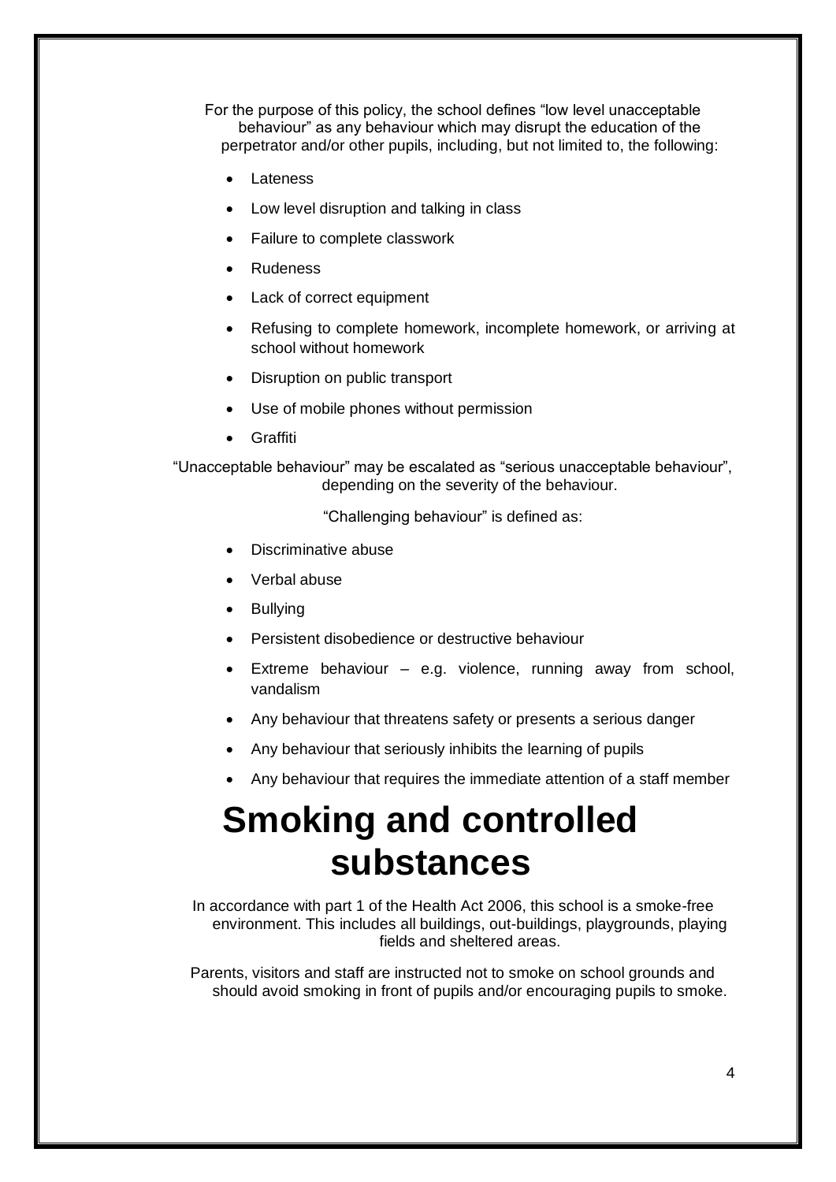For the purpose of this policy, the school defines "low level unacceptable behaviour" as any behaviour which may disrupt the education of the perpetrator and/or other pupils, including, but not limited to, the following:

- Lateness
- Low level disruption and talking in class
- Failure to complete classwork
- Rudeness
- Lack of correct equipment
- Refusing to complete homework, incomplete homework, or arriving at school without homework
- Disruption on public transport
- Use of mobile phones without permission
- Graffiti

"Unacceptable behaviour" may be escalated as "serious unacceptable behaviour", depending on the severity of the behaviour.

"Challenging behaviour" is defined as:

- Discriminative abuse
- Verbal abuse
- Bullying
- Persistent disobedience or destructive behaviour
- Extreme behaviour – e.g. violence, running away from school, vandalism
- Any behaviour that threatens safety or presents a serious danger
- Any behaviour that seriously inhibits the learning of pupils
- Any behaviour that requires the immediate attention of a staff member

# Smoking and controlled substances

In accordance with part 1 of the Health Act 2006, this school is a smoke-free environment. This includes all buildings, out-buildings, playgrounds, playing fields and sheltered areas.

Parents, visitors and staff are instructed not to smoke on school grounds and should avoid smoking in front of pupils and/or encouraging pupils to smoke.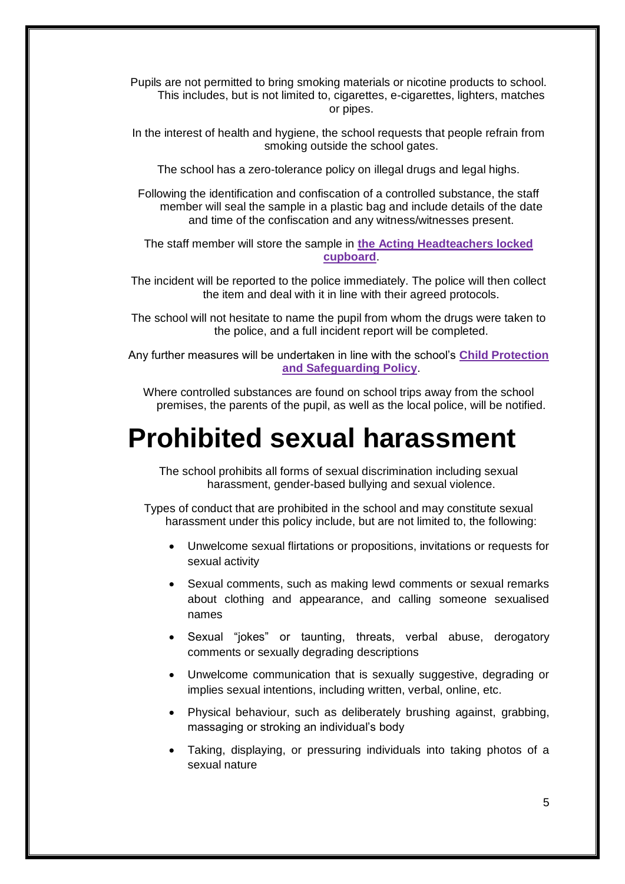Pupils are not permitted to bring smoking materials or nicotine products to school. This includes, but is not limited to, cigarettes, e-cigarettes, lighters, matches or pipes.

In the interest of health and hygiene, the school requests that people refrain from smoking outside the school gates.

The school has a zero-tolerance policy on illegal drugs and legal highs.

Following the identification and confiscation of a controlled substance, the staff member will seal the sample in a plastic bag and include details of the date and time of the confiscation and any witness/witnesses present.

The staff member will store the sample in **the Acting Headteachers locked cupboard**.

The incident will be reported to the police immediately. The police will then collect the item and deal with it in line with their agreed protocols.

The school will not hesitate to name the pupil from whom the drugs were taken to the police, and a full incident report will be completed.

Any further measures will be undertaken in line with the school's **Child Protection and Safeguarding Policy**.

Where controlled substances are found on school trips away from the school premises, the parents of the pupil, as well as the local police, will be notified.

# Prohibited sexual harassment

The school prohibits all forms of sexual discrimination including sexual harassment, gender-based bullying and sexual violence.

Types of conduct that are prohibited in the school and may constitute sexual harassment under this policy include, but are not limited to, the following:

- Unwelcome sexual flirtations or propositions, invitations or requests for sexual activity
- Sexual comments, such as making lewd comments or sexual remarks about clothing and appearance, and calling someone sexualised names
- Sexual "jokes" or taunting, threats, verbal abuse, derogatory comments or sexually degrading descriptions
- Unwelcome communication that is sexually suggestive, degrading or implies sexual intentions, including written, verbal, online, etc.
- Physical behaviour, such as deliberately brushing against, grabbing, massaging or stroking an individual's body
- Taking, displaying, or pressuring individuals into taking photos of a sexual nature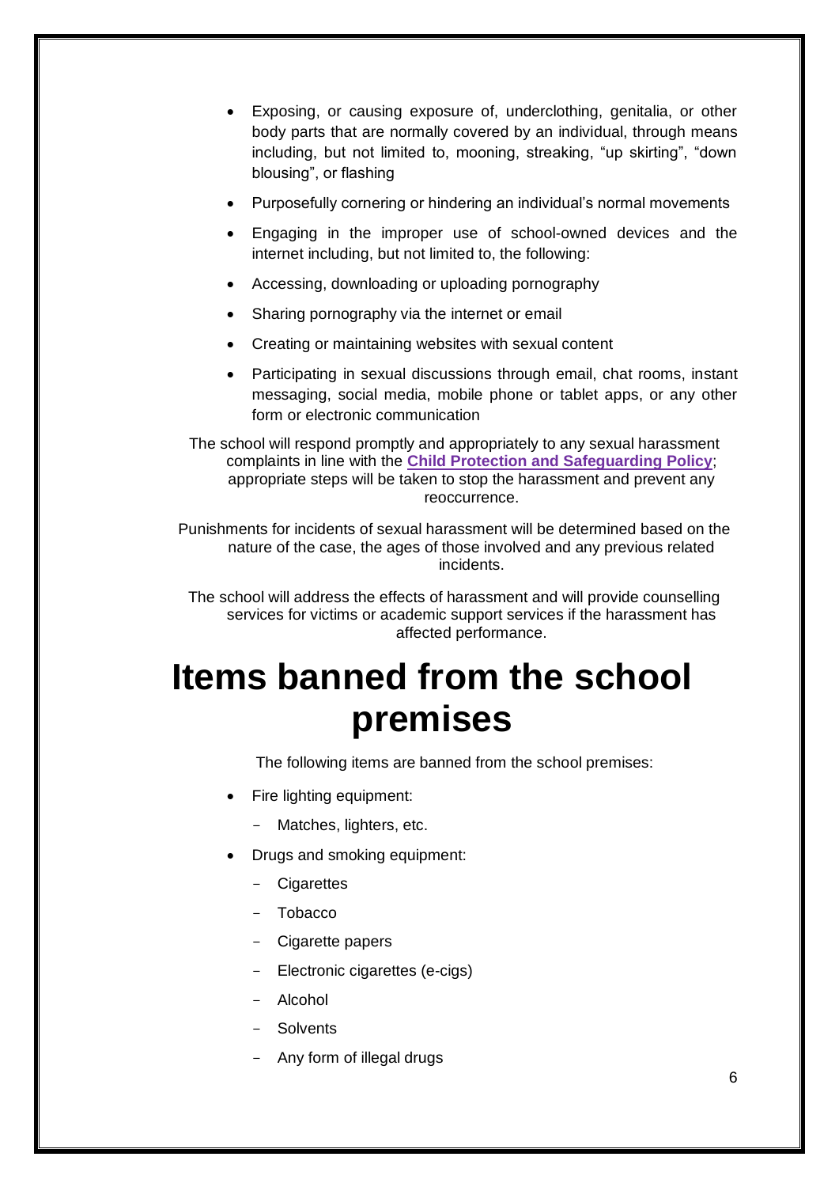- Exposing, or causing exposure of, underclothing, genitalia, or other body parts that are normally covered by an individual, through means including, but not limited to, mooning, streaking, "up skirting", "down blousing", or flashing
- Purposefully cornering or hindering an individual's normal movements
- Engaging in the improper use of school-owned devices and the internet including, but not limited to, the following:
- Accessing, downloading or uploading pornography
- Sharing pornography via the internet or email
- Creating or maintaining websites with sexual content
- Participating in sexual discussions through email, chat rooms, instant messaging, social media, mobile phone or tablet apps, or any other form or electronic communication

The school will respond promptly and appropriately to any sexual harassment complaints in line with the **Child Protection and Safeguarding Policy**; appropriate steps will be taken to stop the harassment and prevent any reoccurrence.

Punishments for incidents of sexual harassment will be determined based on the nature of the case, the ages of those involved and any previous related incidents.

The school will address the effects of harassment and will provide counselling services for victims or academic support services if the harassment has affected performance.

# Items banned from the school premises

The following items are banned from the school premises:

- Fire lighting equipment:
  - Matches, lighters, etc.
- Drugs and smoking equipment:
  - Cigarettes
  - Tobacco
  - Cigarette papers
  - Electronic cigarettes (e-cigs)
  - Alcohol
  - Solvents
  - Any form of illegal drugs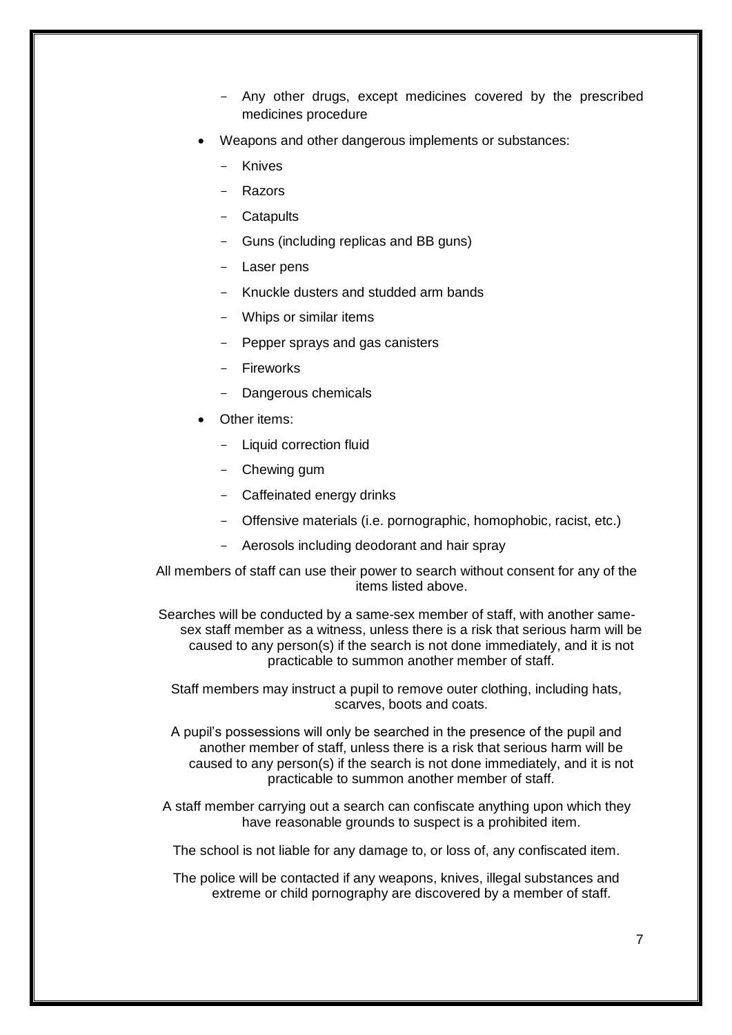- Any other drugs, except medicines covered by the prescribed medicines procedure
- Weapons and other dangerous implements or substances:
  - Knives
  - Razors
  - Catapults
  - Guns (including replicas and BB guns)
  - Laser pens
  - Knuckle dusters and studded arm bands
  - Whips or similar items
  - Pepper sprays and gas canisters
  - Fireworks
  - Dangerous chemicals
- Other items:
  - Liquid correction fluid
  - Chewing gum
  - Caffeinated energy drinks
  - Offensive materials (i.e. pornographic, homophobic, racist, etc.)
  - Aerosols including deodorant and hair spray

All members of staff can use their power to search without consent for any of the items listed above.

Searches will be conducted by a same-sex member of staff, with another same-sex staff member as a witness, unless there is a risk that serious harm will be caused to any person(s) if the search is not done immediately, and it is not practicable to summon another member of staff.

Staff members may instruct a pupil to remove outer clothing, including hats, scarves, boots and coats.

A pupil's possessions will only be searched in the presence of the pupil and another member of staff, unless there is a risk that serious harm will be caused to any person(s) if the search is not done immediately, and it is not practicable to summon another member of staff.

A staff member carrying out a search can confiscate anything upon which they have reasonable grounds to suspect is a prohibited item.

The school is not liable for any damage to, or loss of, any confiscated item.

The police will be contacted if any weapons, knives, illegal substances and extreme or child pornography are discovered by a member of staff.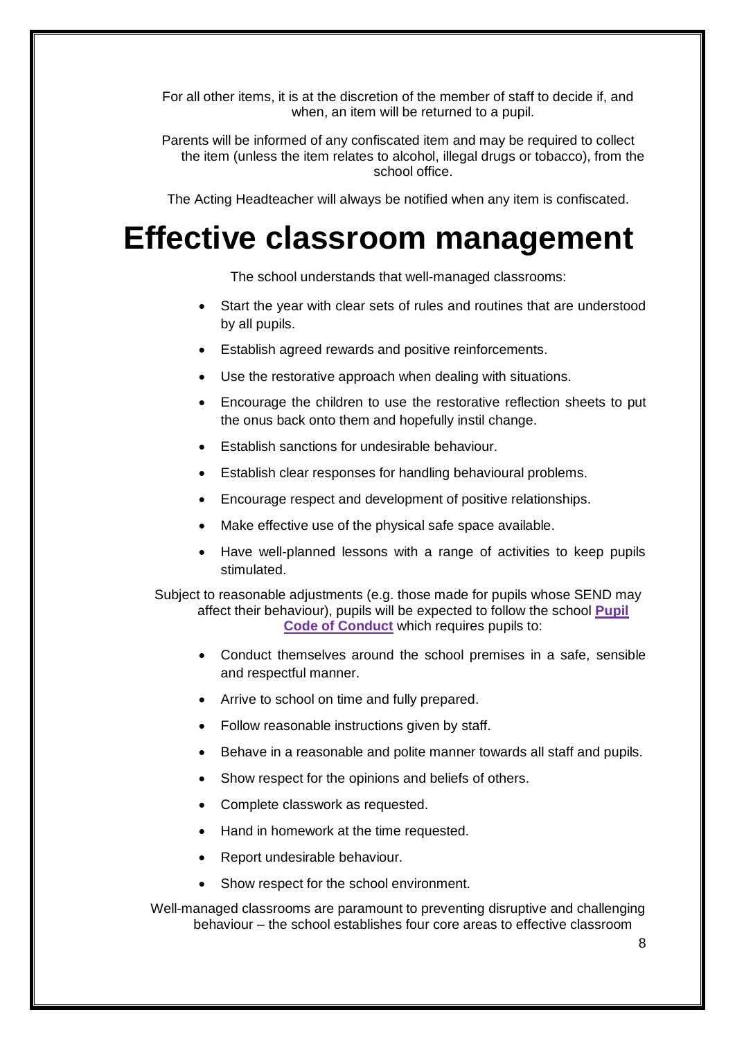For all other items, it is at the discretion of the member of staff to decide if, and when, an item will be returned to a pupil.

Parents will be informed of any confiscated item and may be required to collect the item (unless the item relates to alcohol, illegal drugs or tobacco), from the school office.

The Acting Headteacher will always be notified when any item is confiscated.

# Effective classroom management

The school understands that well-managed classrooms:

- Start the year with clear sets of rules and routines that are understood by all pupils.
- Establish agreed rewards and positive reinforcements.
- Use the restorative approach when dealing with situations.
- Encourage the children to use the restorative reflection sheets to put the onus back onto them and hopefully instil change.
- Establish sanctions for undesirable behaviour.
- Establish clear responses for handling behavioural problems.
- Encourage respect and development of positive relationships.
- Make effective use of the physical safe space available.
- Have well-planned lessons with a range of activities to keep pupils stimulated.

Subject to reasonable adjustments (e.g. those made for pupils whose SEND may affect their behaviour), pupils will be expected to follow the school **Pupil Code of Conduct** which requires pupils to:

- Conduct themselves around the school premises in a safe, sensible and respectful manner.
- Arrive to school on time and fully prepared.
- Follow reasonable instructions given by staff.
- Behave in a reasonable and polite manner towards all staff and pupils.
- Show respect for the opinions and beliefs of others.
- Complete classwork as requested.
- Hand in homework at the time requested.
- Report undesirable behaviour.
- Show respect for the school environment.

Well-managed classrooms are paramount to preventing disruptive and challenging behaviour – the school establishes four core areas to effective classroom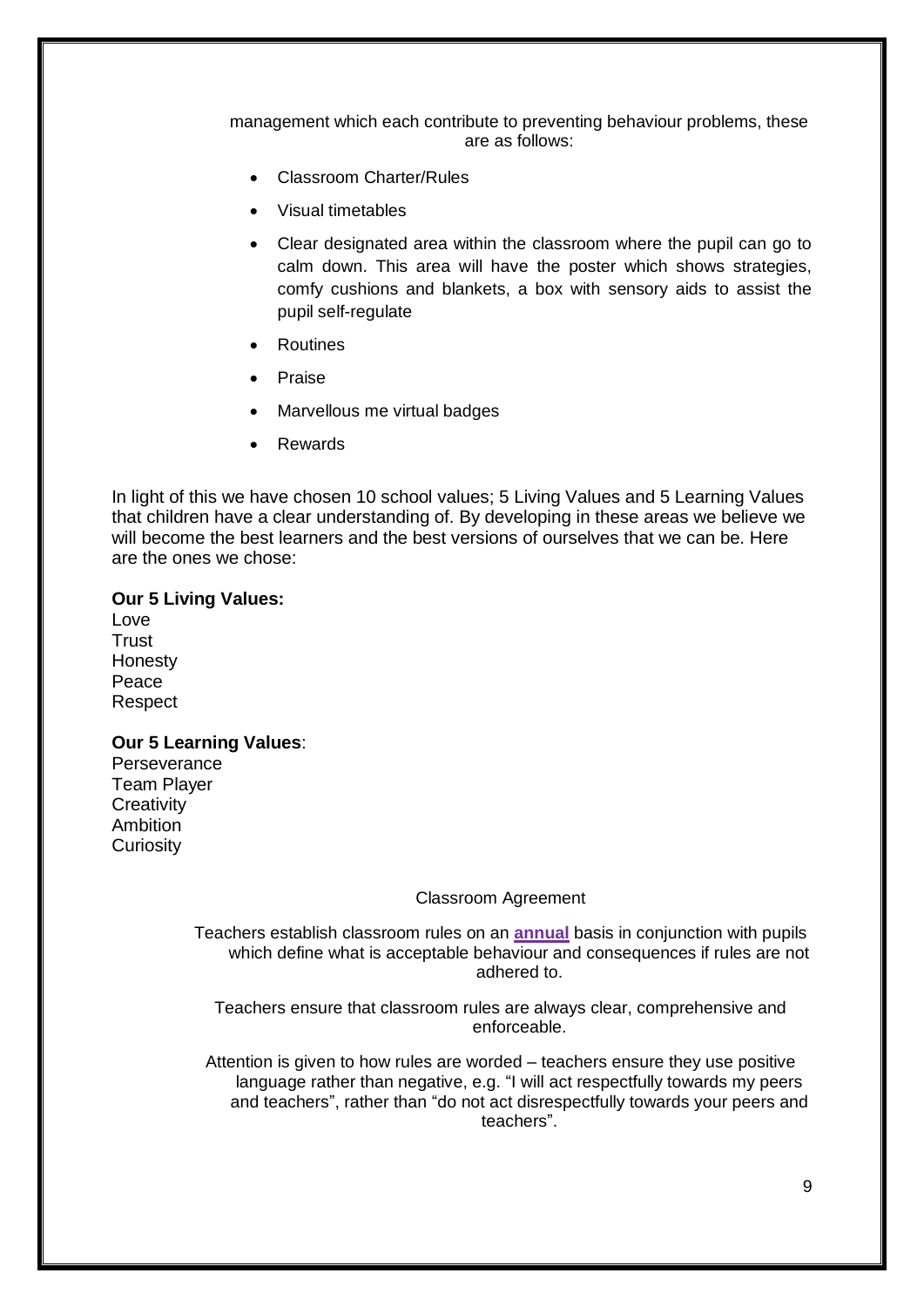management which each contribute to preventing behaviour problems, these are as follows:

- Classroom Charter/Rules
- Visual timetables
- Clear designated area within the classroom where the pupil can go to calm down. This area will have the poster which shows strategies, comfy cushions and blankets, a box with sensory aids to assist the pupil self-regulate
- Routines
- Praise
- Marvellous me virtual badges
- Rewards

In light of this we have chosen 10 school values; 5 Living Values and 5 Learning Values that children have a clear understanding of. By developing in these areas we believe we will become the best learners and the best versions of ourselves that we can be. Here are the ones we chose:

**Our 5 Living Values:**
Love
Trust
Honesty
Peace
Respect

**Our 5 Learning Values**:
Perseverance
Team Player
Creativity
Ambition
Curiosity

Classroom Agreement

Teachers establish classroom rules on an **annual** basis in conjunction with pupils which define what is acceptable behaviour and consequences if rules are not adhered to.

Teachers ensure that classroom rules are always clear, comprehensive and enforceable.

Attention is given to how rules are worded – teachers ensure they use positive language rather than negative, e.g. "I will act respectfully towards my peers and teachers", rather than "do not act disrespectfully towards your peers and teachers".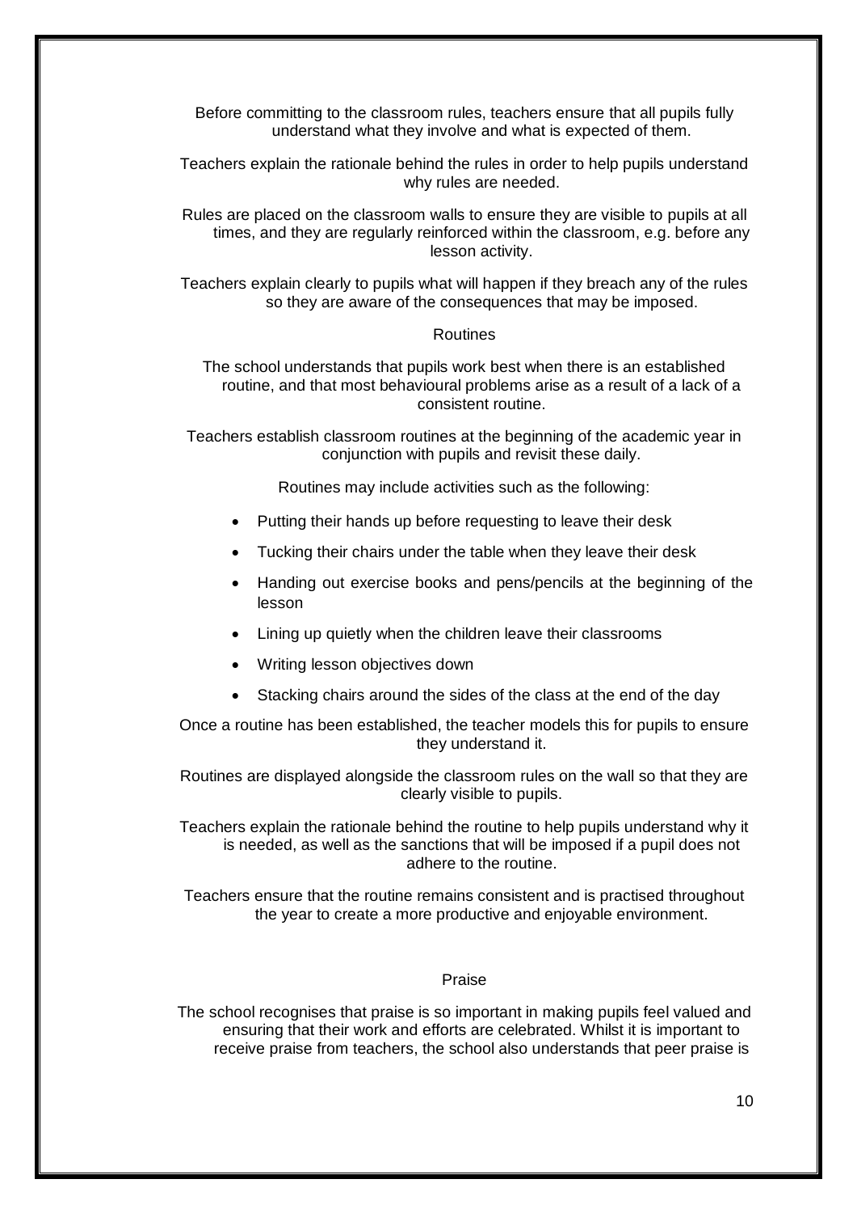Before committing to the classroom rules, teachers ensure that all pupils fully understand what they involve and what is expected of them.

Teachers explain the rationale behind the rules in order to help pupils understand why rules are needed.

Rules are placed on the classroom walls to ensure they are visible to pupils at all times, and they are regularly reinforced within the classroom, e.g. before any lesson activity.

Teachers explain clearly to pupils what will happen if they breach any of the rules so they are aware of the consequences that may be imposed.

## Routines

The school understands that pupils work best when there is an established routine, and that most behavioural problems arise as a result of a lack of a consistent routine.

Teachers establish classroom routines at the beginning of the academic year in conjunction with pupils and revisit these daily.

Routines may include activities such as the following:

- Putting their hands up before requesting to leave their desk
- Tucking their chairs under the table when they leave their desk
- Handing out exercise books and pens/pencils at the beginning of the lesson
- Lining up quietly when the children leave their classrooms
- Writing lesson objectives down
- Stacking chairs around the sides of the class at the end of the day

Once a routine has been established, the teacher models this for pupils to ensure they understand it.

Routines are displayed alongside the classroom rules on the wall so that they are clearly visible to pupils.

Teachers explain the rationale behind the routine to help pupils understand why it is needed, as well as the sanctions that will be imposed if a pupil does not adhere to the routine.

Teachers ensure that the routine remains consistent and is practised throughout the year to create a more productive and enjoyable environment.

## Praise

The school recognises that praise is so important in making pupils feel valued and ensuring that their work and efforts are celebrated. Whilst it is important to receive praise from teachers, the school also understands that peer praise is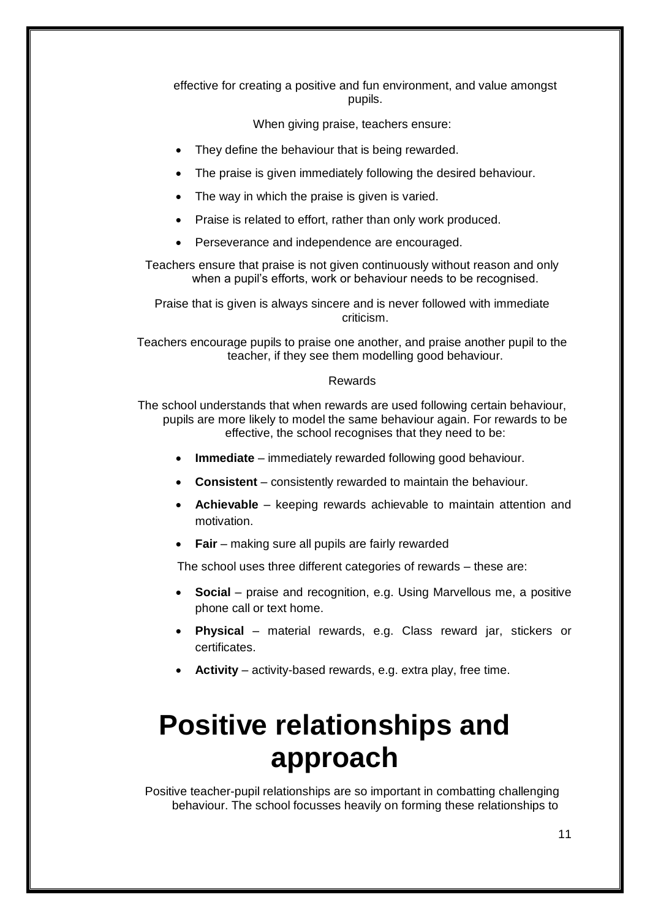effective for creating a positive and fun environment, and value amongst pupils.

When giving praise, teachers ensure:

- They define the behaviour that is being rewarded.
- The praise is given immediately following the desired behaviour.
- The way in which the praise is given is varied.
- Praise is related to effort, rather than only work produced.
- Perseverance and independence are encouraged.

Teachers ensure that praise is not given continuously without reason and only when a pupil's efforts, work or behaviour needs to be recognised.

Praise that is given is always sincere and is never followed with immediate criticism.

Teachers encourage pupils to praise one another, and praise another pupil to the teacher, if they see them modelling good behaviour.

Rewards

The school understands that when rewards are used following certain behaviour, pupils are more likely to model the same behaviour again. For rewards to be effective, the school recognises that they need to be:

- **Immediate** – immediately rewarded following good behaviour.
- **Consistent** – consistently rewarded to maintain the behaviour.
- **Achievable** – keeping rewards achievable to maintain attention and motivation.
- **Fair** – making sure all pupils are fairly rewarded

The school uses three different categories of rewards – these are:

- **Social** – praise and recognition, e.g. Using Marvellous me, a positive phone call or text home.
- **Physical** – material rewards, e.g. Class reward jar, stickers or certificates.
- **Activity** – activity-based rewards, e.g. extra play, free time.

# Positive relationships and approach

Positive teacher-pupil relationships are so important in combatting challenging behaviour. The school focusses heavily on forming these relationships to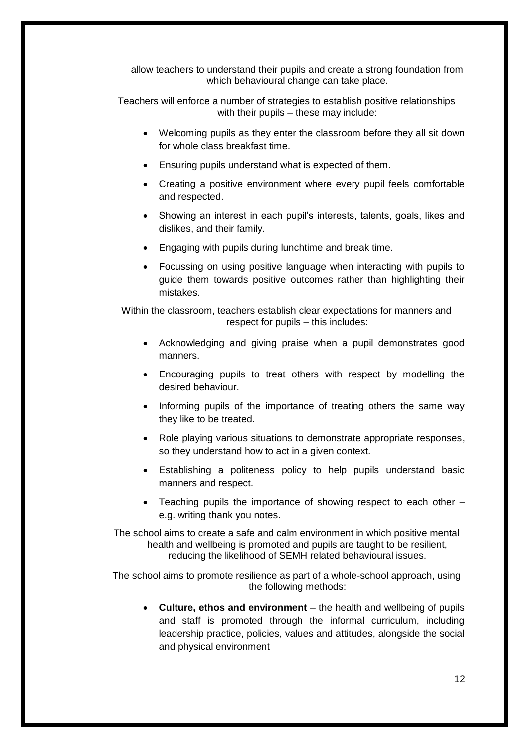allow teachers to understand their pupils and create a strong foundation from which behavioural change can take place.

Teachers will enforce a number of strategies to establish positive relationships with their pupils – these may include:

- Welcoming pupils as they enter the classroom before they all sit down for whole class breakfast time.
- Ensuring pupils understand what is expected of them.
- Creating a positive environment where every pupil feels comfortable and respected.
- Showing an interest in each pupil's interests, talents, goals, likes and dislikes, and their family.
- Engaging with pupils during lunchtime and break time.
- Focussing on using positive language when interacting with pupils to guide them towards positive outcomes rather than highlighting their mistakes.

Within the classroom, teachers establish clear expectations for manners and respect for pupils – this includes:

- Acknowledging and giving praise when a pupil demonstrates good manners.
- Encouraging pupils to treat others with respect by modelling the desired behaviour.
- Informing pupils of the importance of treating others the same way they like to be treated.
- Role playing various situations to demonstrate appropriate responses, so they understand how to act in a given context.
- Establishing a politeness policy to help pupils understand basic manners and respect.
- Teaching pupils the importance of showing respect to each other – e.g. writing thank you notes.

The school aims to create a safe and calm environment in which positive mental health and wellbeing is promoted and pupils are taught to be resilient, reducing the likelihood of SEMH related behavioural issues.

The school aims to promote resilience as part of a whole-school approach, using the following methods:

- **Culture, ethos and environment** – the health and wellbeing of pupils and staff is promoted through the informal curriculum, including leadership practice, policies, values and attitudes, alongside the social and physical environment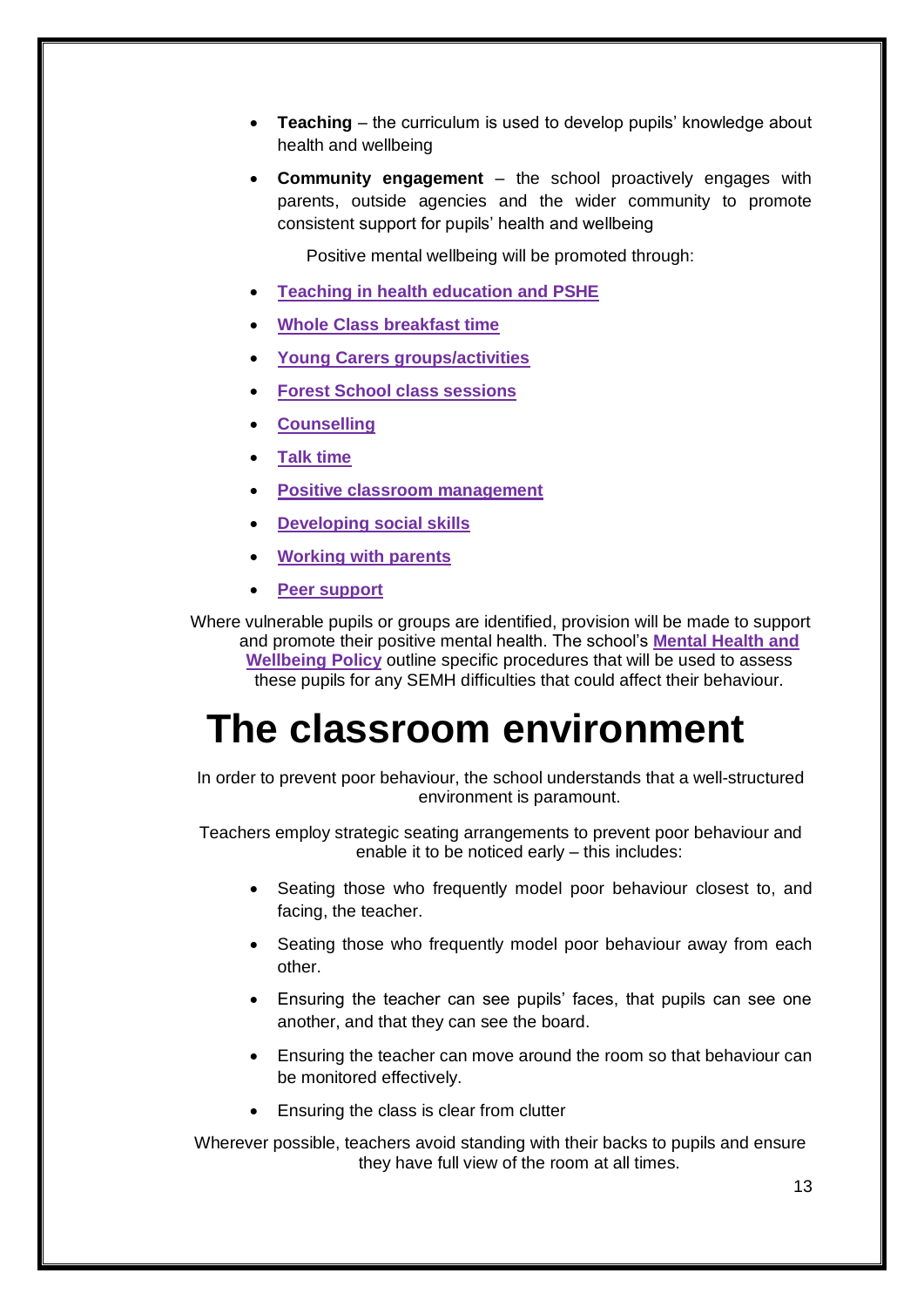- **Teaching** – the curriculum is used to develop pupils' knowledge about health and wellbeing
- **Community engagement** – the school proactively engages with parents, outside agencies and the wider community to promote consistent support for pupils' health and wellbeing

Positive mental wellbeing will be promoted through:

- **Teaching in health education and PSHE**
- **Whole Class breakfast time**
- **Young Carers groups/activities**
- **Forest School class sessions**
- **Counselling**
- **Talk time**
- **Positive classroom management**
- **Developing social skills**
- **Working with parents**
- **Peer support**

Where vulnerable pupils or groups are identified, provision will be made to support and promote their positive mental health. The school's **Mental Health and Wellbeing Policy** outline specific procedures that will be used to assess these pupils for any SEMH difficulties that could affect their behaviour.

# The classroom environment

In order to prevent poor behaviour, the school understands that a well-structured environment is paramount.

Teachers employ strategic seating arrangements to prevent poor behaviour and enable it to be noticed early – this includes:

- Seating those who frequently model poor behaviour closest to, and facing, the teacher.
- Seating those who frequently model poor behaviour away from each other.
- Ensuring the teacher can see pupils' faces, that pupils can see one another, and that they can see the board.
- Ensuring the teacher can move around the room so that behaviour can be monitored effectively.
- Ensuring the class is clear from clutter

Wherever possible, teachers avoid standing with their backs to pupils and ensure they have full view of the room at all times.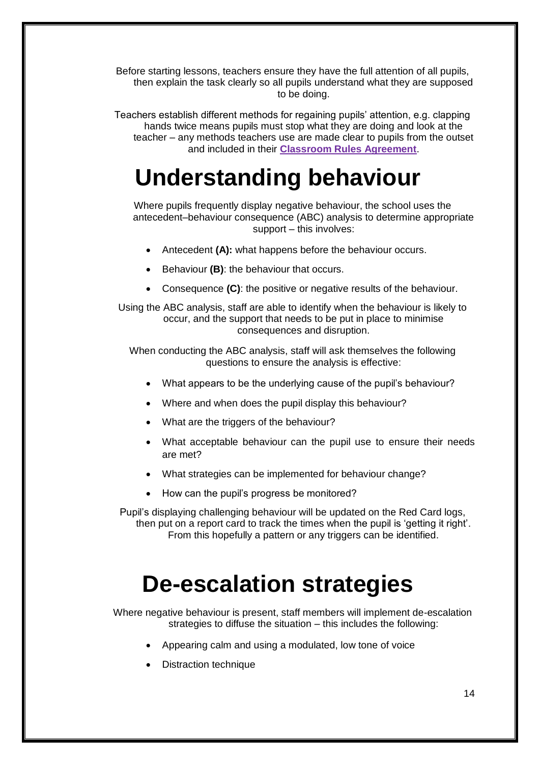Before starting lessons, teachers ensure they have the full attention of all pupils, then explain the task clearly so all pupils understand what they are supposed to be doing.

Teachers establish different methods for regaining pupils' attention, e.g. clapping hands twice means pupils must stop what they are doing and look at the teacher – any methods teachers use are made clear to pupils from the outset and included in their **Classroom Rules Agreement**.

# Understanding behaviour

Where pupils frequently display negative behaviour, the school uses the antecedent–behaviour consequence (ABC) analysis to determine appropriate support – this involves:

- Antecedent **(A):** what happens before the behaviour occurs.
- Behaviour **(B)**: the behaviour that occurs.
- Consequence **(C)**: the positive or negative results of the behaviour.

Using the ABC analysis, staff are able to identify when the behaviour is likely to occur, and the support that needs to be put in place to minimise consequences and disruption.

When conducting the ABC analysis, staff will ask themselves the following questions to ensure the analysis is effective:

- What appears to be the underlying cause of the pupil's behaviour?
- Where and when does the pupil display this behaviour?
- What are the triggers of the behaviour?
- What acceptable behaviour can the pupil use to ensure their needs are met?
- What strategies can be implemented for behaviour change?
- How can the pupil's progress be monitored?

Pupil's displaying challenging behaviour will be updated on the Red Card logs, then put on a report card to track the times when the pupil is 'getting it right'. From this hopefully a pattern or any triggers can be identified.

# De-escalation strategies

Where negative behaviour is present, staff members will implement de-escalation strategies to diffuse the situation – this includes the following:

- Appearing calm and using a modulated, low tone of voice
- Distraction technique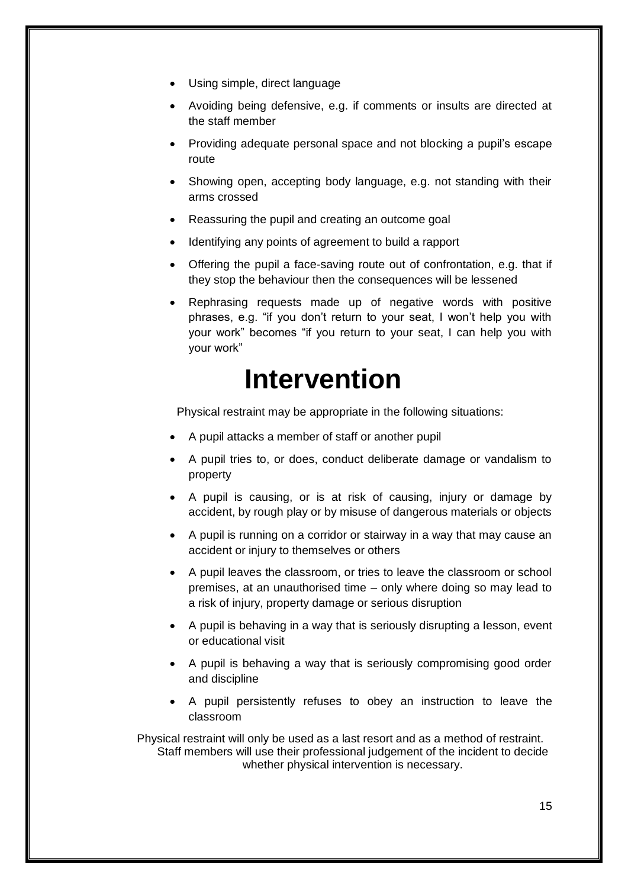- Using simple, direct language
- Avoiding being defensive, e.g. if comments or insults are directed at the staff member
- Providing adequate personal space and not blocking a pupil's escape route
- Showing open, accepting body language, e.g. not standing with their arms crossed
- Reassuring the pupil and creating an outcome goal
- Identifying any points of agreement to build a rapport
- Offering the pupil a face-saving route out of confrontation, e.g. that if they stop the behaviour then the consequences will be lessened
- Rephrasing requests made up of negative words with positive phrases, e.g. "if you don't return to your seat, I won't help you with your work" becomes "if you return to your seat, I can help you with your work"

# Intervention

Physical restraint may be appropriate in the following situations:

- A pupil attacks a member of staff or another pupil
- A pupil tries to, or does, conduct deliberate damage or vandalism to property
- A pupil is causing, or is at risk of causing, injury or damage by accident, by rough play or by misuse of dangerous materials or objects
- A pupil is running on a corridor or stairway in a way that may cause an accident or injury to themselves or others
- A pupil leaves the classroom, or tries to leave the classroom or school premises, at an unauthorised time – only where doing so may lead to a risk of injury, property damage or serious disruption
- A pupil is behaving in a way that is seriously disrupting a lesson, event or educational visit
- A pupil is behaving a way that is seriously compromising good order and discipline
- A pupil persistently refuses to obey an instruction to leave the classroom

Physical restraint will only be used as a last resort and as a method of restraint. Staff members will use their professional judgement of the incident to decide whether physical intervention is necessary.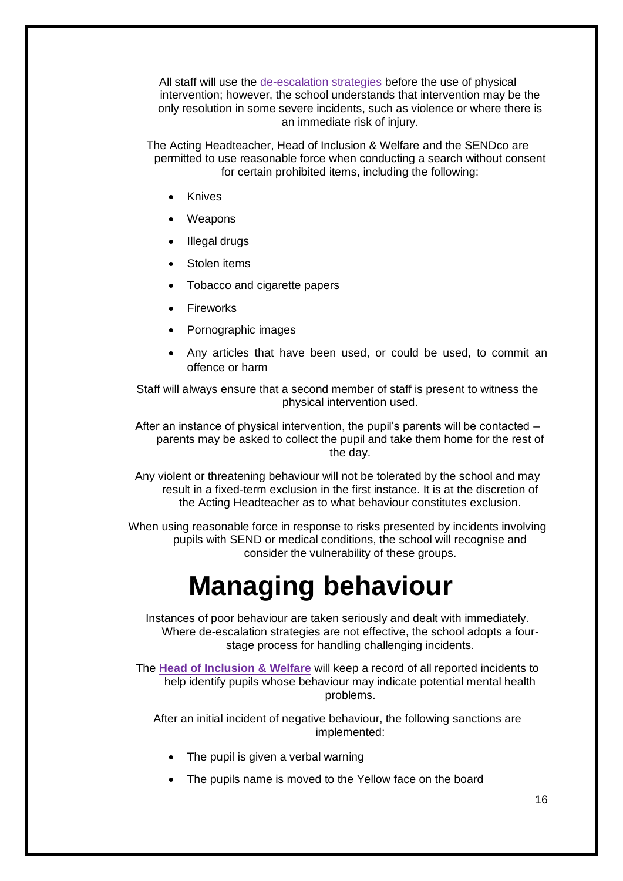All staff will use the de-escalation strategies before the use of physical intervention; however, the school understands that intervention may be the only resolution in some severe incidents, such as violence or where there is an immediate risk of injury.

The Acting Headteacher, Head of Inclusion & Welfare and the SENDco are permitted to use reasonable force when conducting a search without consent for certain prohibited items, including the following:

- Knives
- Weapons
- Illegal drugs
- Stolen items
- Tobacco and cigarette papers
- Fireworks
- Pornographic images
- Any articles that have been used, or could be used, to commit an offence or harm

Staff will always ensure that a second member of staff is present to witness the physical intervention used.

After an instance of physical intervention, the pupil's parents will be contacted – parents may be asked to collect the pupil and take them home for the rest of the day.

Any violent or threatening behaviour will not be tolerated by the school and may result in a fixed-term exclusion in the first instance. It is at the discretion of the Acting Headteacher as to what behaviour constitutes exclusion.

When using reasonable force in response to risks presented by incidents involving pupils with SEND or medical conditions, the school will recognise and consider the vulnerability of these groups.

# Managing behaviour

Instances of poor behaviour are taken seriously and dealt with immediately. Where de-escalation strategies are not effective, the school adopts a four-stage process for handling challenging incidents.

The **Head of Inclusion & Welfare** will keep a record of all reported incidents to help identify pupils whose behaviour may indicate potential mental health problems.

After an initial incident of negative behaviour, the following sanctions are implemented:

- The pupil is given a verbal warning
- The pupils name is moved to the Yellow face on the board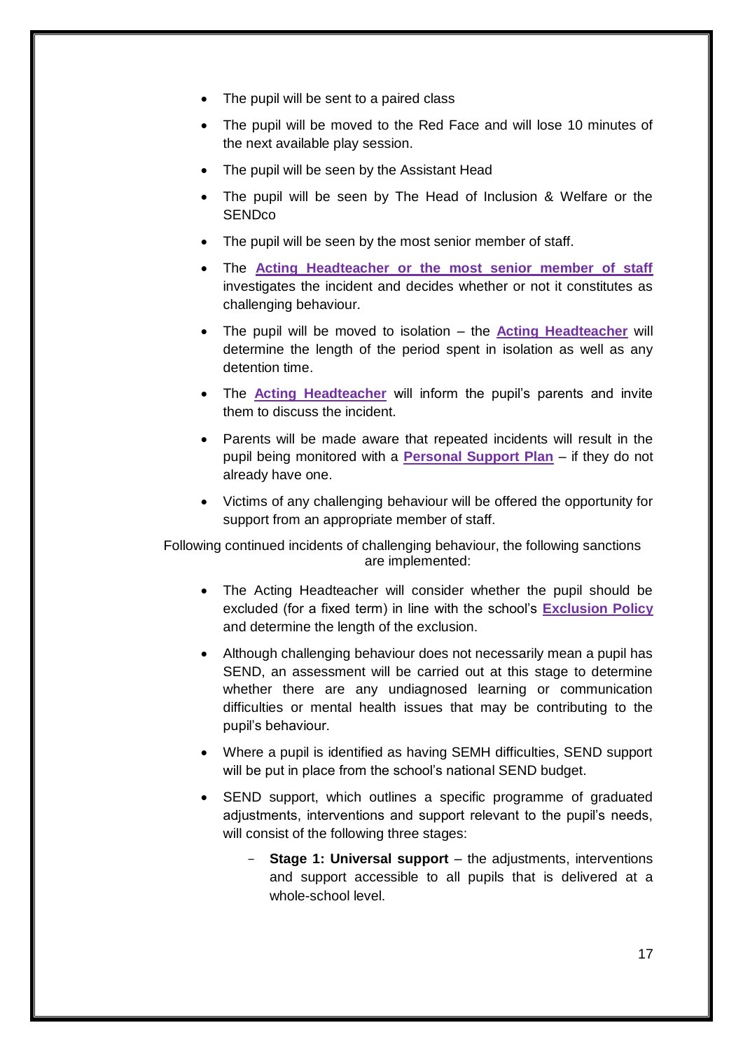- The pupil will be sent to a paired class
- The pupil will be moved to the Red Face and will lose 10 minutes of the next available play session.
- The pupil will be seen by the Assistant Head
- The pupil will be seen by The Head of Inclusion & Welfare or the SENDco
- The pupil will be seen by the most senior member of staff.
- The **Acting Headteacher or the most senior member of staff** investigates the incident and decides whether or not it constitutes as challenging behaviour.
- The pupil will be moved to isolation – the **Acting Headteacher** will determine the length of the period spent in isolation as well as any detention time.
- The **Acting Headteacher** will inform the pupil's parents and invite them to discuss the incident.
- Parents will be made aware that repeated incidents will result in the pupil being monitored with a **Personal Support Plan** – if they do not already have one.
- Victims of any challenging behaviour will be offered the opportunity for support from an appropriate member of staff.

Following continued incidents of challenging behaviour, the following sanctions are implemented:

- The Acting Headteacher will consider whether the pupil should be excluded (for a fixed term) in line with the school's **Exclusion Policy** and determine the length of the exclusion.
- Although challenging behaviour does not necessarily mean a pupil has SEND, an assessment will be carried out at this stage to determine whether there are any undiagnosed learning or communication difficulties or mental health issues that may be contributing to the pupil's behaviour.
- Where a pupil is identified as having SEMH difficulties, SEND support will be put in place from the school's national SEND budget.
- SEND support, which outlines a specific programme of graduated adjustments, interventions and support relevant to the pupil's needs, will consist of the following three stages:
  - **Stage 1: Universal support** – the adjustments, interventions and support accessible to all pupils that is delivered at a whole-school level.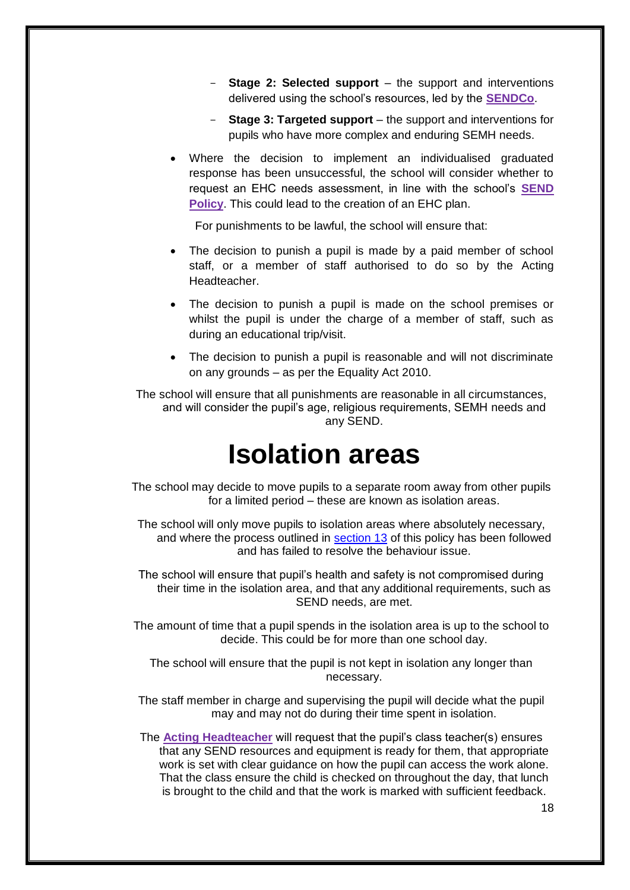- **Stage 2: Selected support** – the support and interventions delivered using the school's resources, led by the **SENDCo**.
- **Stage 3: Targeted support** – the support and interventions for pupils who have more complex and enduring SEMH needs.

- Where the decision to implement an individualised graduated response has been unsuccessful, the school will consider whether to request an EHC needs assessment, in line with the school's **SEND Policy**. This could lead to the creation of an EHC plan.

For punishments to be lawful, the school will ensure that:

- The decision to punish a pupil is made by a paid member of school staff, or a member of staff authorised to do so by the Acting Headteacher.
- The decision to punish a pupil is made on the school premises or whilst the pupil is under the charge of a member of staff, such as during an educational trip/visit.
- The decision to punish a pupil is reasonable and will not discriminate on any grounds – as per the Equality Act 2010.

The school will ensure that all punishments are reasonable in all circumstances, and will consider the pupil's age, religious requirements, SEMH needs and any SEND.

# Isolation areas

The school may decide to move pupils to a separate room away from other pupils for a limited period – these are known as isolation areas.

The school will only move pupils to isolation areas where absolutely necessary, and where the process outlined in section 13 of this policy has been followed and has failed to resolve the behaviour issue.

The school will ensure that pupil's health and safety is not compromised during their time in the isolation area, and that any additional requirements, such as SEND needs, are met.

The amount of time that a pupil spends in the isolation area is up to the school to decide. This could be for more than one school day.

The school will ensure that the pupil is not kept in isolation any longer than necessary.

The staff member in charge and supervising the pupil will decide what the pupil may and may not do during their time spent in isolation.

The **Acting Headteacher** will request that the pupil's class teacher(s) ensures that any SEND resources and equipment is ready for them, that appropriate work is set with clear guidance on how the pupil can access the work alone. That the class ensure the child is checked on throughout the day, that lunch is brought to the child and that the work is marked with sufficient feedback.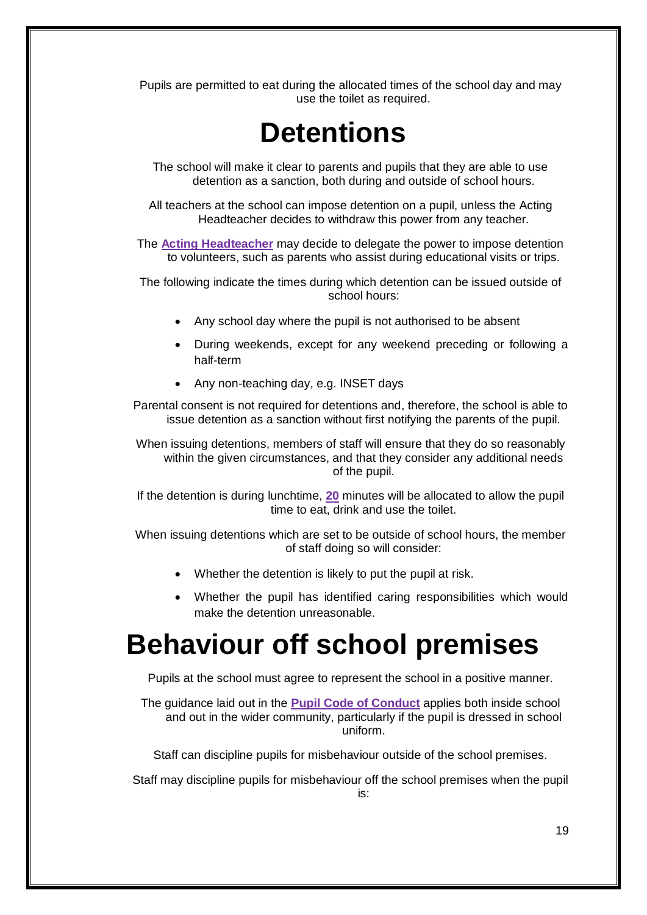Pupils are permitted to eat during the allocated times of the school day and may use the toilet as required.

# Detentions

The school will make it clear to parents and pupils that they are able to use detention as a sanction, both during and outside of school hours.

All teachers at the school can impose detention on a pupil, unless the Acting Headteacher decides to withdraw this power from any teacher.

The **Acting Headteacher** may decide to delegate the power to impose detention to volunteers, such as parents who assist during educational visits or trips.

The following indicate the times during which detention can be issued outside of school hours:

- Any school day where the pupil is not authorised to be absent
- During weekends, except for any weekend preceding or following a half-term
- Any non-teaching day, e.g. INSET days

Parental consent is not required for detentions and, therefore, the school is able to issue detention as a sanction without first notifying the parents of the pupil.

When issuing detentions, members of staff will ensure that they do so reasonably within the given circumstances, and that they consider any additional needs of the pupil.

If the detention is during lunchtime, **20** minutes will be allocated to allow the pupil time to eat, drink and use the toilet.

When issuing detentions which are set to be outside of school hours, the member of staff doing so will consider:

- Whether the detention is likely to put the pupil at risk.
- Whether the pupil has identified caring responsibilities which would make the detention unreasonable.

# Behaviour off school premises

Pupils at the school must agree to represent the school in a positive manner.

The guidance laid out in the **Pupil Code of Conduct** applies both inside school and out in the wider community, particularly if the pupil is dressed in school uniform.

Staff can discipline pupils for misbehaviour outside of the school premises.

Staff may discipline pupils for misbehaviour off the school premises when the pupil is: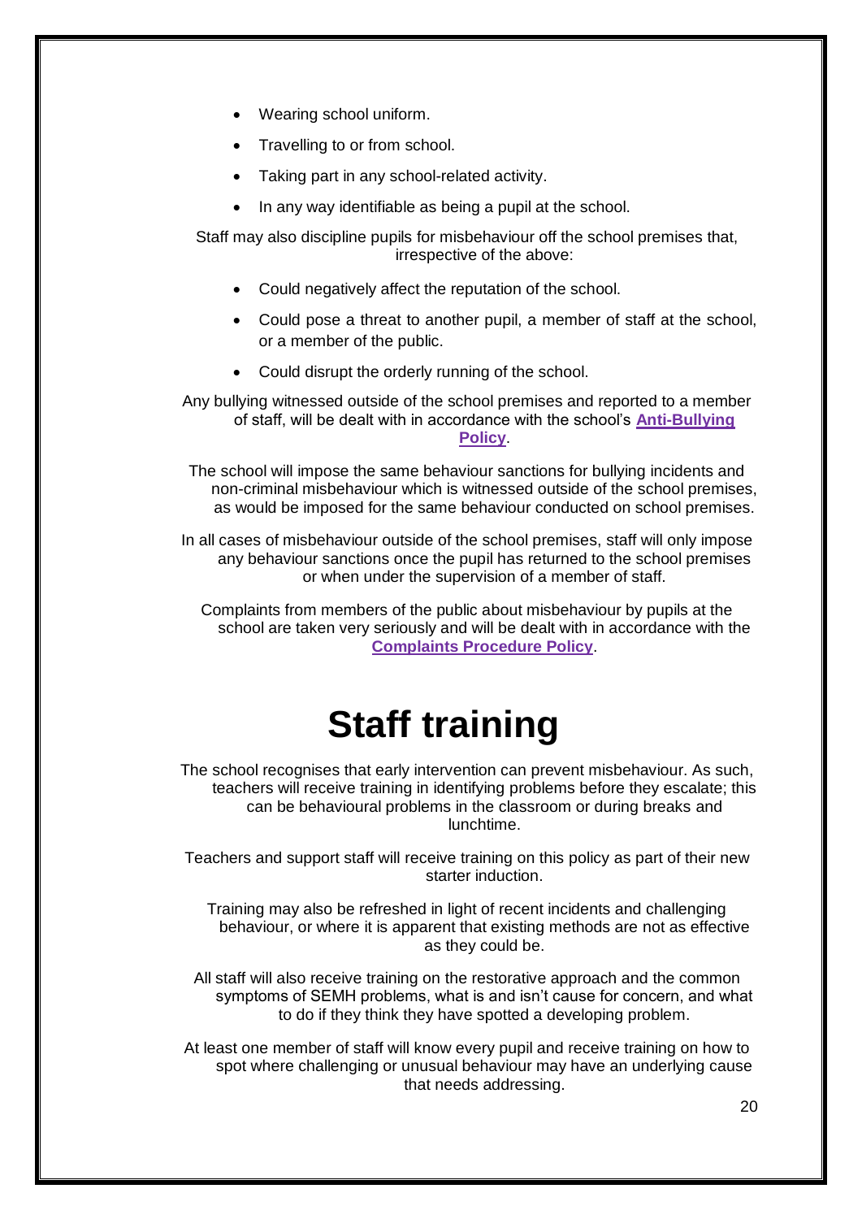- Wearing school uniform.
- Travelling to or from school.
- Taking part in any school-related activity.
- In any way identifiable as being a pupil at the school.

Staff may also discipline pupils for misbehaviour off the school premises that, irrespective of the above:

- Could negatively affect the reputation of the school.
- Could pose a threat to another pupil, a member of staff at the school, or a member of the public.
- Could disrupt the orderly running of the school.

Any bullying witnessed outside of the school premises and reported to a member of staff, will be dealt with in accordance with the school's **Anti-Bullying Policy**.

The school will impose the same behaviour sanctions for bullying incidents and non-criminal misbehaviour which is witnessed outside of the school premises, as would be imposed for the same behaviour conducted on school premises.

In all cases of misbehaviour outside of the school premises, staff will only impose any behaviour sanctions once the pupil has returned to the school premises or when under the supervision of a member of staff.

Complaints from members of the public about misbehaviour by pupils at the school are taken very seriously and will be dealt with in accordance with the **Complaints Procedure Policy**.

# Staff training

The school recognises that early intervention can prevent misbehaviour. As such, teachers will receive training in identifying problems before they escalate; this can be behavioural problems in the classroom or during breaks and lunchtime.

Teachers and support staff will receive training on this policy as part of their new starter induction.

Training may also be refreshed in light of recent incidents and challenging behaviour, or where it is apparent that existing methods are not as effective as they could be.

All staff will also receive training on the restorative approach and the common symptoms of SEMH problems, what is and isn't cause for concern, and what to do if they think they have spotted a developing problem.

At least one member of staff will know every pupil and receive training on how to spot where challenging or unusual behaviour may have an underlying cause that needs addressing.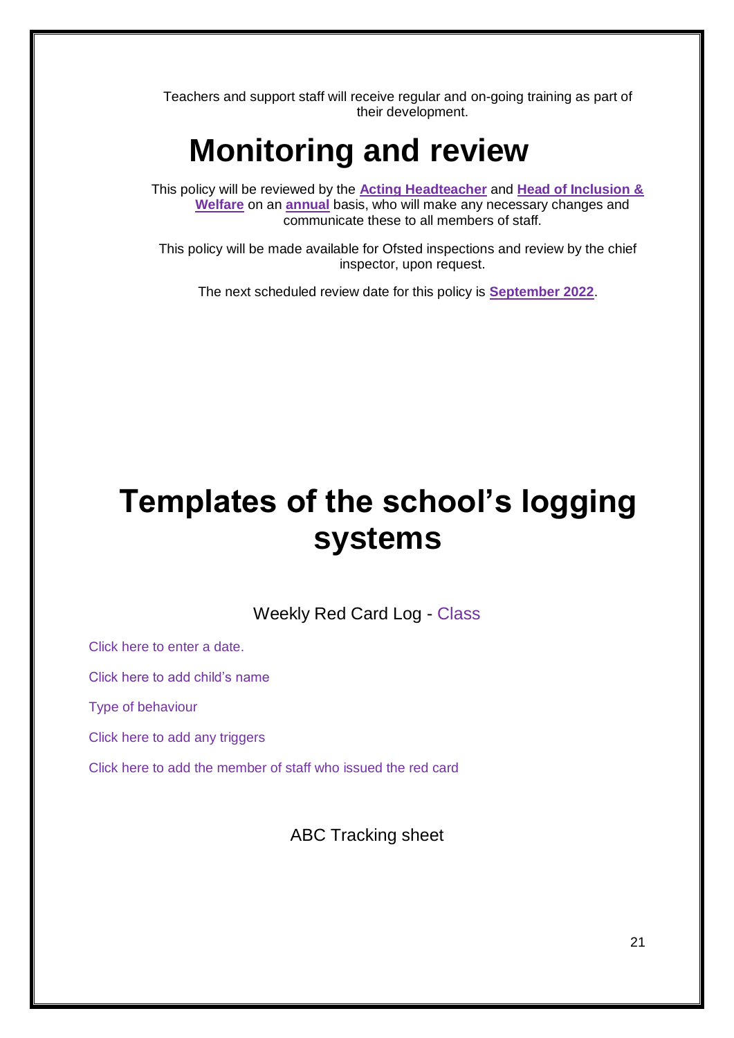Teachers and support staff will receive regular and on-going training as part of their development.

# Monitoring and review

This policy will be reviewed by the **Acting Headteacher** and **Head of Inclusion & Welfare** on an **annual** basis, who will make any necessary changes and communicate these to all members of staff.

This policy will be made available for Ofsted inspections and review by the chief inspector, upon request.

The next scheduled review date for this policy is **September 2022**.

# Templates of the school's logging systems

Weekly Red Card Log - Class

Click here to enter a date.

Click here to add child's name

Type of behaviour

Click here to add any triggers

Click here to add the member of staff who issued the red card

ABC Tracking sheet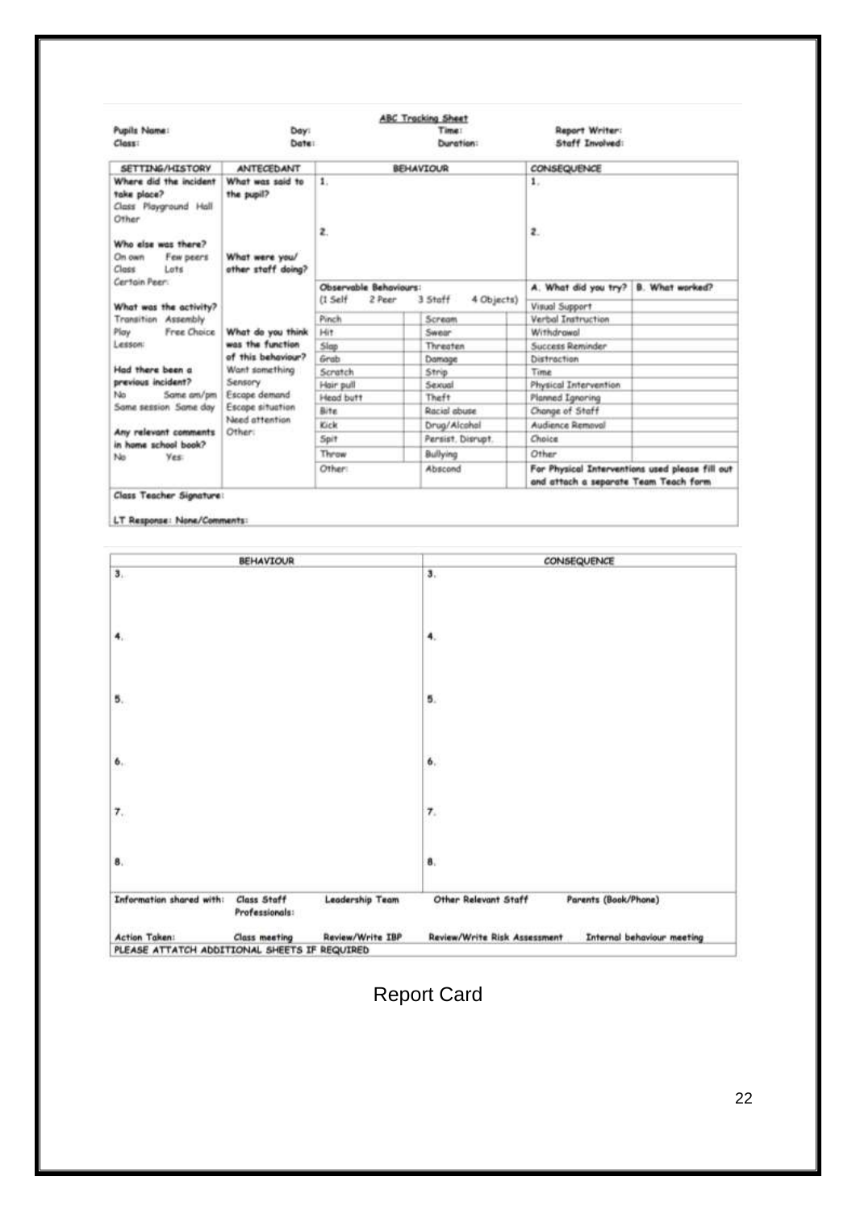## ABC Tracking Sheet

| Pupils Name: | Day: | Time: | Report Writer: |
|---|---|---|---|
| Class: | Date: | Duration: | Staff Involved: |

| SETTING/HISTORY | ANTECEDANT | BEHAVIOUR | | | | CONSEQUENCE | |
|---|---|---|---|---|---|---|---|
| Where did the incident take place? Class Playground Hall Other | What was said to the pupil? | 1. | | | | 1. | |
| Who else was there? On own Few peers Class Lots Certain Peer: | What were you/ other staff doing? | 2. | | | | 2. | |
| | | Observable Behaviours: (1 Self 2 Peer 3 Staff 4 Objects) | | | | A. What did you try? | B. What worked? |
| What was the activity? Transition Assembly Play Free Choice Lesson: | | | | | | Visual Support | |
| | | Pinch | | Scream | | Verbal Instruction | |
| | What do you think was the function of this behaviour? | Hit | | Swear | | Withdrawal | |
| | | Slap | | Threaten | | Success Reminder | |
| | | Grab | | Damage | | Distraction | |
| Had there been a previous incident? No Same am/pm Same session Same day | Want something Sensory Escape demand Escape situation Need attention Other: | Scratch | | Strip | | Time | |
| | | Hair pull | | Sexual | | Physical Intervention | |
| | | Head butt | | Theft | | Planned Ignoring | |
| | | Bite | | Racial abuse | | Change of Staff | |
| Any relevant comments in home school book? No Yes: | | Kick | | Drug/Alcohol | | Audience Removal | |
| | | Spit | | Persist. Disrupt. | | Choice | |
| | | Throw | | Bullying | | Other | |
| | | Other: | | Abscond | | For Physical Interventions used please fill out and attach a separate Team Teach form | |

Class Teacher Signature:

LT Response: None/Comments:

| BEHAVIOUR | CONSEQUENCE |
|---|---|
| 3. | 3. |
| 4. | 4. |
| 5. | 5. |
| 6. | 6. |
| 7. | 7. |
| 8. | 8. |

Information shared with: Class Staff Leadership Team Other Relevant Staff Parents (Book/Phone) Professionals:

Action Taken: Class meeting Review/Write IBP Review/Write Risk Assessment Internal behaviour meeting

PLEASE ATTATCH ADDITIONAL SHEETS IF REQUIRED

Report Card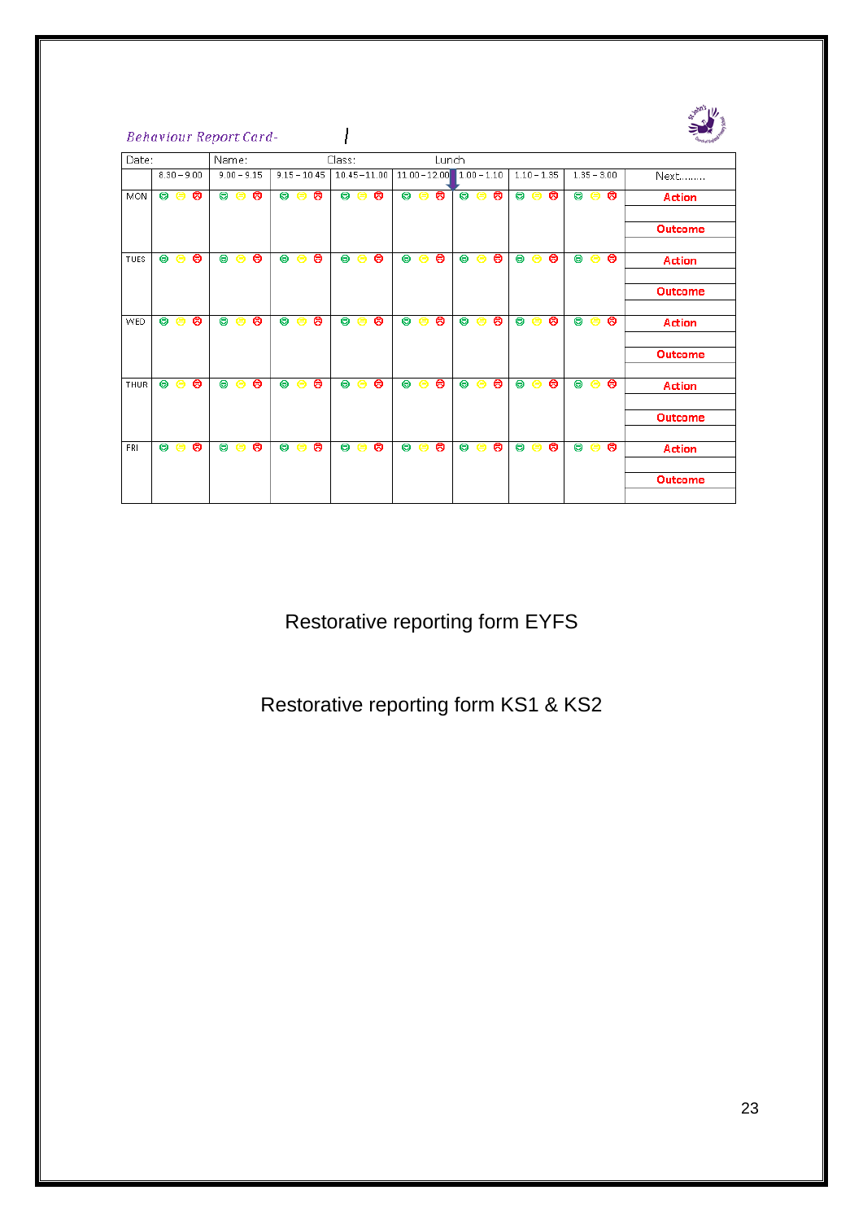*Behaviour Report Card-*

| Date: | | Name: | | Class: | | Lunch | | | |
|---|---|---|---|---|---|---|---|---|---|
| | 8.30 – 9.00 | 9.00 – 9.15 | 9.15 – 10.45 | 10.45 – 11.00 | 11.00 – 12.00 | 1.00 – 1.10 | 1.10 – 1.35 | 1.35 – 3.00 | Next......... |
| MON | ☺ 😐 ☹ | ☺ 😐 ☹ | ☺ 😐 ☹ | ☺ 😐 ☹ | ☺ 😐 ☹ | ☺ 😐 ☹ | ☺ 😐 ☹ | ☺ 😐 ☹ | **Action** |
| | | | | | | | | | |
| | | | | | | | | | **Outcome** |
| | | | | | | | | | |
| TUES | ☺ 😐 ☹ | ☺ 😐 ☹ | ☺ 😐 ☹ | ☺ 😐 ☹ | ☺ 😐 ☹ | ☺ 😐 ☹ | ☺ 😐 ☹ | ☺ 😐 ☹ | **Action** |
| | | | | | | | | | |
| | | | | | | | | | **Outcome** |
| | | | | | | | | | |
| WED | ☺ 😐 ☹ | ☺ 😐 ☹ | ☺ 😐 ☹ | ☺ 😐 ☹ | ☺ 😐 ☹ | ☺ 😐 ☹ | ☺ 😐 ☹ | ☺ 😐 ☹ | **Action** |
| | | | | | | | | | |
| | | | | | | | | | **Outcome** |
| | | | | | | | | | |
| THUR | ☺ 😐 ☹ | ☺ 😐 ☹ | ☺ 😐 ☹ | ☺ 😐 ☹ | ☺ 😐 ☹ | ☺ 😐 ☹ | ☺ 😐 ☹ | ☺ 😐 ☹ | **Action** |
| | | | | | | | | | |
| | | | | | | | | | **Outcome** |
| | | | | | | | | | |
| FRI | ☺ 😐 ☹ | ☺ 😐 ☹ | ☺ 😐 ☹ | ☺ 😐 ☹ | ☺ 😐 ☹ | ☺ 😐 ☹ | ☺ 😐 ☹ | ☺ 😐 ☹ | **Action** |
| | | | | | | | | | |
| | | | | | | | | | **Outcome** |
| | | | | | | | | | |

Restorative reporting form EYFS

Restorative reporting form KS1 & KS2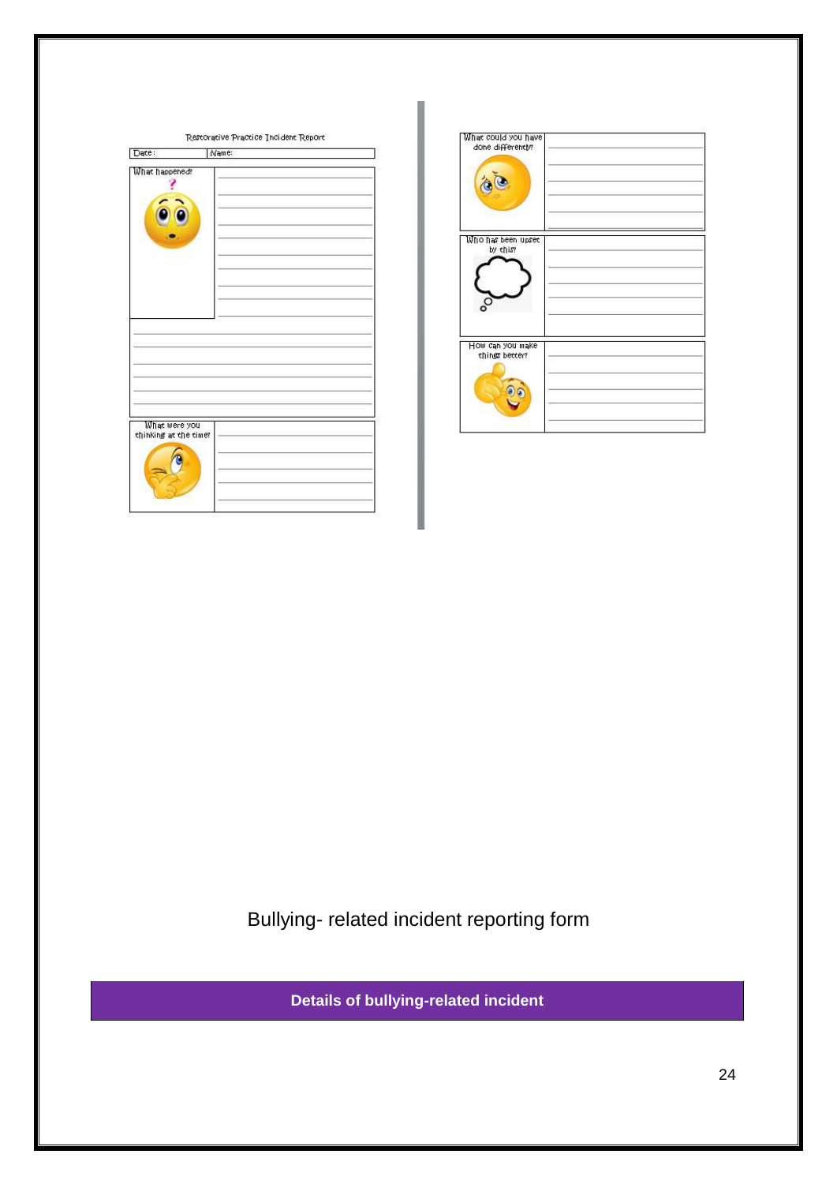Restorative Practice Incident Report

| Date: | Name: |
|---|---|

| What happened? | |
|---|---|
| | |

| What were you thinking at the time? | |
|---|---|

| What could you have done differently? | |
|---|---|

| Who has been upset by this? | |
|---|---|

| How can you make things better? | |
|---|---|

Bullying- related incident reporting form

**Details of bullying-related incident**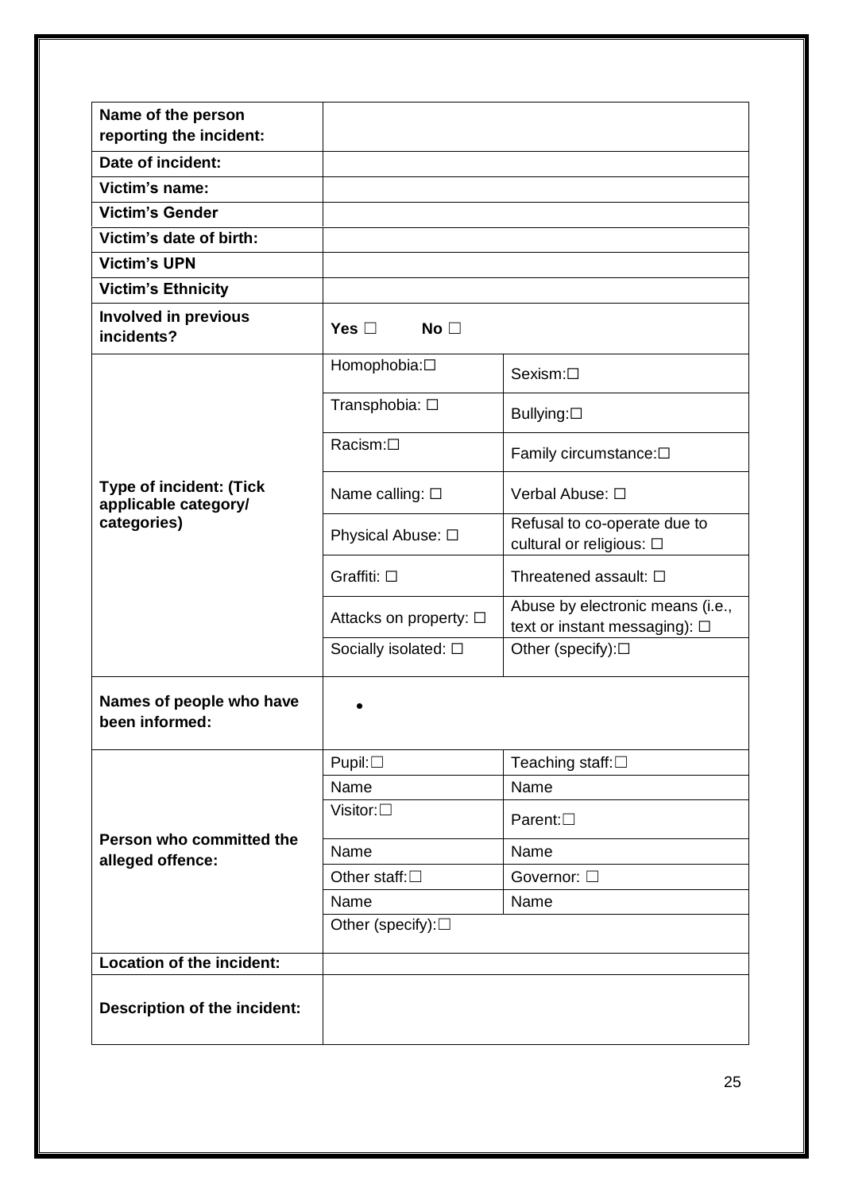| | | |
|---|---|---|
| **Name of the person reporting the incident:** | | |
| **Date of incident:** | | |
| **Victim's name:** | | |
| **Victim's Gender** | | |
| **Victim's date of birth:** | | |
| **Victim's UPN** | | |
| **Victim's Ethnicity** | | |
| **Involved in previous incidents?** | **Yes** ☐ **No** ☐ | |
| **Type of incident: (Tick applicable category/ categories)** | Homophobia:☐ | Sexism:☐ |
| | Transphobia: ☐ | Bullying:☐ |
| | Racism:☐ | Family circumstance:☐ |
| | Name calling: ☐ | Verbal Abuse: ☐ |
| | Physical Abuse: ☐ | Refusal to co-operate due to cultural or religious: ☐ |
| | Graffiti: ☐ | Threatened assault: ☐ |
| | Attacks on property: ☐ | Abuse by electronic means (i.e., text or instant messaging): ☐ |
| | Socially isolated: ☐ | Other (specify):☐ |
| **Names of people who have been informed:** | • | |
| **Person who committed the alleged offence:** | Pupil:☐ | Teaching staff:☐ |
| | Name | Name |
| | Visitor:☐ | Parent:☐ |
| | Name | Name |
| | Other staff:☐ | Governor: ☐ |
| | Name | Name |
| | Other (specify):☐ | |
| **Location of the incident:** | | |
| **Description of the incident:** | | |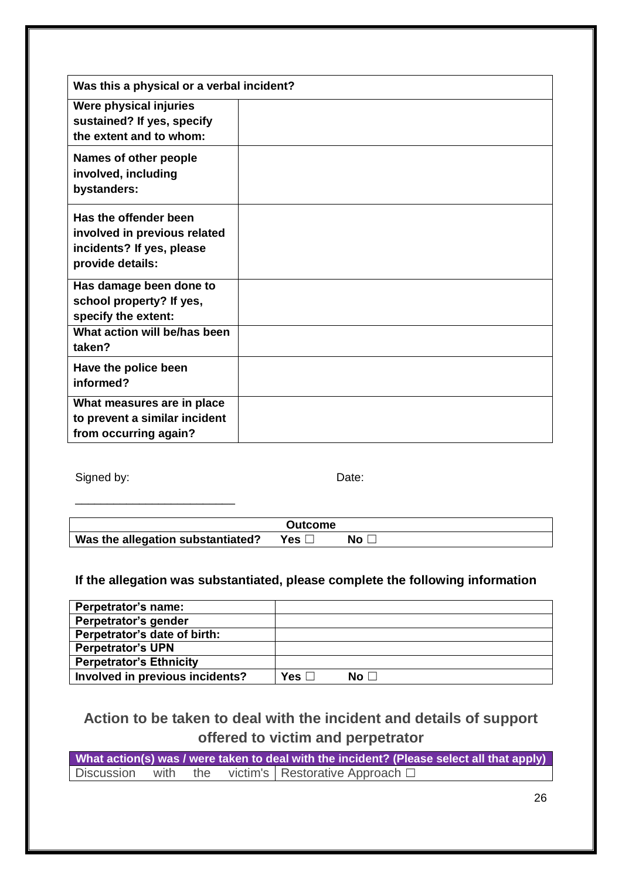| Was this a physical or a verbal incident? | |
|---|---|
| **Were physical injuries sustained? If yes, specify the extent and to whom:** | |
| **Names of other people involved, including bystanders:** | |
| **Has the offender been involved in previous related incidents? If yes, please provide details:** | |
| **Has damage been done to school property? If yes, specify the extent:** | |
| **What action will be/has been taken?** | |
| **Have the police been informed?** | |
| **What measures are in place to prevent a similar incident from occurring again?** | |

Signed by: ________________________ Date:

| Outcome | | |
|---|---|---|
| **Was the allegation substantiated?** | **Yes ☐** | **No ☐** |

**If the allegation was substantiated, please complete the following information**

| Perpetrator's name: | |
|---|---|
| **Perpetrator's gender** | |
| **Perpetrator's date of birth:** | |
| **Perpetrator's UPN** | |
| **Perpetrator's Ethnicity** | |
| **Involved in previous incidents?** | **Yes ☐ No ☐** |

## Action to be taken to deal with the incident and details of support offered to victim and perpetrator

| What action(s) was / were taken to deal with the incident? (Please select all that apply) | |
|---|---|
| Discussion with the victim's | Restorative Approach ☐ |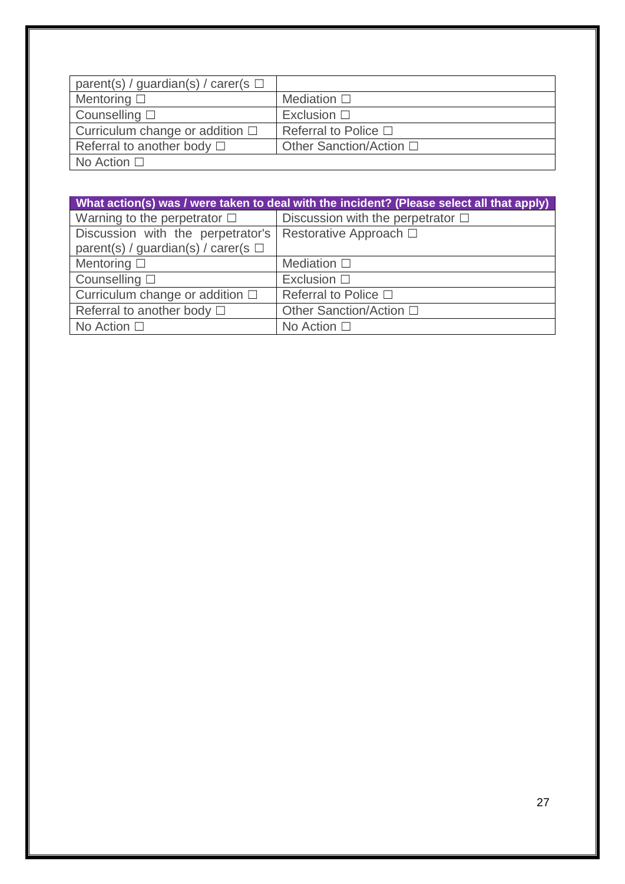| | |
|---|---|
| parent(s) / guardian(s) / carer(s ☐ | |
| Mentoring ☐ | Mediation ☐ |
| Counselling ☐ | Exclusion ☐ |
| Curriculum change or addition ☐ | Referral to Police ☐ |
| Referral to another body ☐ | Other Sanction/Action ☐ |
| No Action ☐ | |

| **What action(s) was / were taken to deal with the incident? (Please select all that apply)** | |
|---|---|
| Warning to the perpetrator ☐ | Discussion with the perpetrator ☐ |
| Discussion with the perpetrator's parent(s) / guardian(s) / carer(s ☐ | Restorative Approach ☐ |
| Mentoring ☐ | Mediation ☐ |
| Counselling ☐ | Exclusion ☐ |
| Curriculum change or addition ☐ | Referral to Police ☐ |
| Referral to another body ☐ | Other Sanction/Action ☐ |
| No Action ☐ | No Action ☐ |